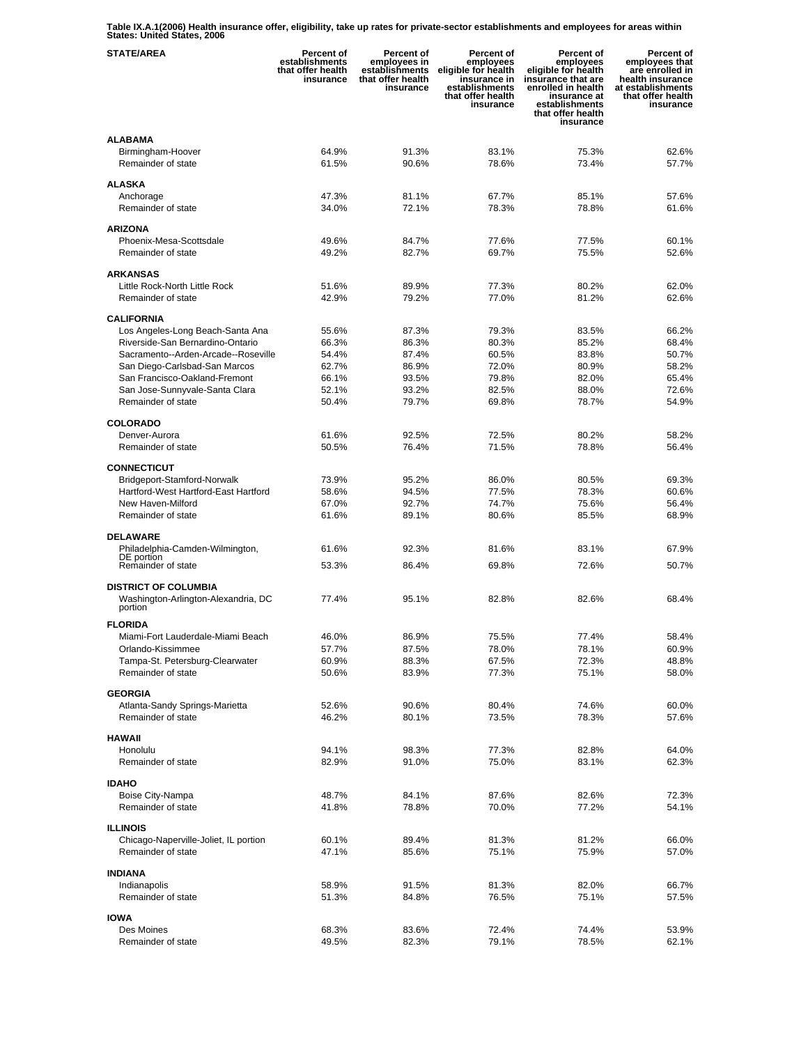**Table IX.A.1(2006) Health insurance offer, eligibility, take up rates for private-sector establishments and employees for areas within States: United States, 2006**

| STATE/AREA | Percent of establishments that offer health insurance | Percent of employees in establishments that offer health insurance | Percent of employees eligible for health insurance in establishments that offer health insurance | Percent of employees eligible for health insurance that are enrolled in health insurance at establishments that offer health insurance | Percent of employees that are enrolled in health insurance at establishments that offer health insurance |
|---|---|---|---|---|---|
| **ALABAMA** | | | | | |
| Birmingham-Hoover | 64.9% | 91.3% | 83.1% | 75.3% | 62.6% |
| Remainder of state | 61.5% | 90.6% | 78.6% | 73.4% | 57.7% |
| **ALASKA** | | | | | |
| Anchorage | 47.3% | 81.1% | 67.7% | 85.1% | 57.6% |
| Remainder of state | 34.0% | 72.1% | 78.3% | 78.8% | 61.6% |
| **ARIZONA** | | | | | |
| Phoenix-Mesa-Scottsdale | 49.6% | 84.7% | 77.6% | 77.5% | 60.1% |
| Remainder of state | 49.2% | 82.7% | 69.7% | 75.5% | 52.6% |
| **ARKANSAS** | | | | | |
| Little Rock-North Little Rock | 51.6% | 89.9% | 77.3% | 80.2% | 62.0% |
| Remainder of state | 42.9% | 79.2% | 77.0% | 81.2% | 62.6% |
| **CALIFORNIA** | | | | | |
| Los Angeles-Long Beach-Santa Ana | 55.6% | 87.3% | 79.3% | 83.5% | 66.2% |
| Riverside-San Bernardino-Ontario | 66.3% | 86.3% | 80.3% | 85.2% | 68.4% |
| Sacramento--Arden-Arcade--Roseville | 54.4% | 87.4% | 60.5% | 83.8% | 50.7% |
| San Diego-Carlsbad-San Marcos | 62.7% | 86.9% | 72.0% | 80.9% | 58.2% |
| San Francisco-Oakland-Fremont | 66.1% | 93.5% | 79.8% | 82.0% | 65.4% |
| San Jose-Sunnyvale-Santa Clara | 52.1% | 93.2% | 82.5% | 88.0% | 72.6% |
| Remainder of state | 50.4% | 79.7% | 69.8% | 78.7% | 54.9% |
| **COLORADO** | | | | | |
| Denver-Aurora | 61.6% | 92.5% | 72.5% | 80.2% | 58.2% |
| Remainder of state | 50.5% | 76.4% | 71.5% | 78.8% | 56.4% |
| **CONNECTICUT** | | | | | |
| Bridgeport-Stamford-Norwalk | 73.9% | 95.2% | 86.0% | 80.5% | 69.3% |
| Hartford-West Hartford-East Hartford | 58.6% | 94.5% | 77.5% | 78.3% | 60.6% |
| New Haven-Milford | 67.0% | 92.7% | 74.7% | 75.6% | 56.4% |
| Remainder of state | 61.6% | 89.1% | 80.6% | 85.5% | 68.9% |
| **DELAWARE** | | | | | |
| Philadelphia-Camden-Wilmington, DE portion | 61.6% | 92.3% | 81.6% | 83.1% | 67.9% |
| Remainder of state | 53.3% | 86.4% | 69.8% | 72.6% | 50.7% |
| **DISTRICT OF COLUMBIA** | | | | | |
| Washington-Arlington-Alexandria, DC portion | 77.4% | 95.1% | 82.8% | 82.6% | 68.4% |
| **FLORIDA** | | | | | |
| Miami-Fort Lauderdale-Miami Beach | 46.0% | 86.9% | 75.5% | 77.4% | 58.4% |
| Orlando-Kissimmee | 57.7% | 87.5% | 78.0% | 78.1% | 60.9% |
| Tampa-St. Petersburg-Clearwater | 60.9% | 88.3% | 67.5% | 72.3% | 48.8% |
| Remainder of state | 50.6% | 83.9% | 77.3% | 75.1% | 58.0% |
| **GEORGIA** | | | | | |
| Atlanta-Sandy Springs-Marietta | 52.6% | 90.6% | 80.4% | 74.6% | 60.0% |
| Remainder of state | 46.2% | 80.1% | 73.5% | 78.3% | 57.6% |
| **HAWAII** | | | | | |
| Honolulu | 94.1% | 98.3% | 77.3% | 82.8% | 64.0% |
| Remainder of state | 82.9% | 91.0% | 75.0% | 83.1% | 62.3% |
| **IDAHO** | | | | | |
| Boise City-Nampa | 48.7% | 84.1% | 87.6% | 82.6% | 72.3% |
| Remainder of state | 41.8% | 78.8% | 70.0% | 77.2% | 54.1% |
| **ILLINOIS** | | | | | |
| Chicago-Naperville-Joliet, IL portion | 60.1% | 89.4% | 81.3% | 81.2% | 66.0% |
| Remainder of state | 47.1% | 85.6% | 75.1% | 75.9% | 57.0% |
| **INDIANA** | | | | | |
| Indianapolis | 58.9% | 91.5% | 81.3% | 82.0% | 66.7% |
| Remainder of state | 51.3% | 84.8% | 76.5% | 75.1% | 57.5% |
| **IOWA** | | | | | |
| Des Moines | 68.3% | 83.6% | 72.4% | 74.4% | 53.9% |
| Remainder of state | 49.5% | 82.3% | 79.1% | 78.5% | 62.1% |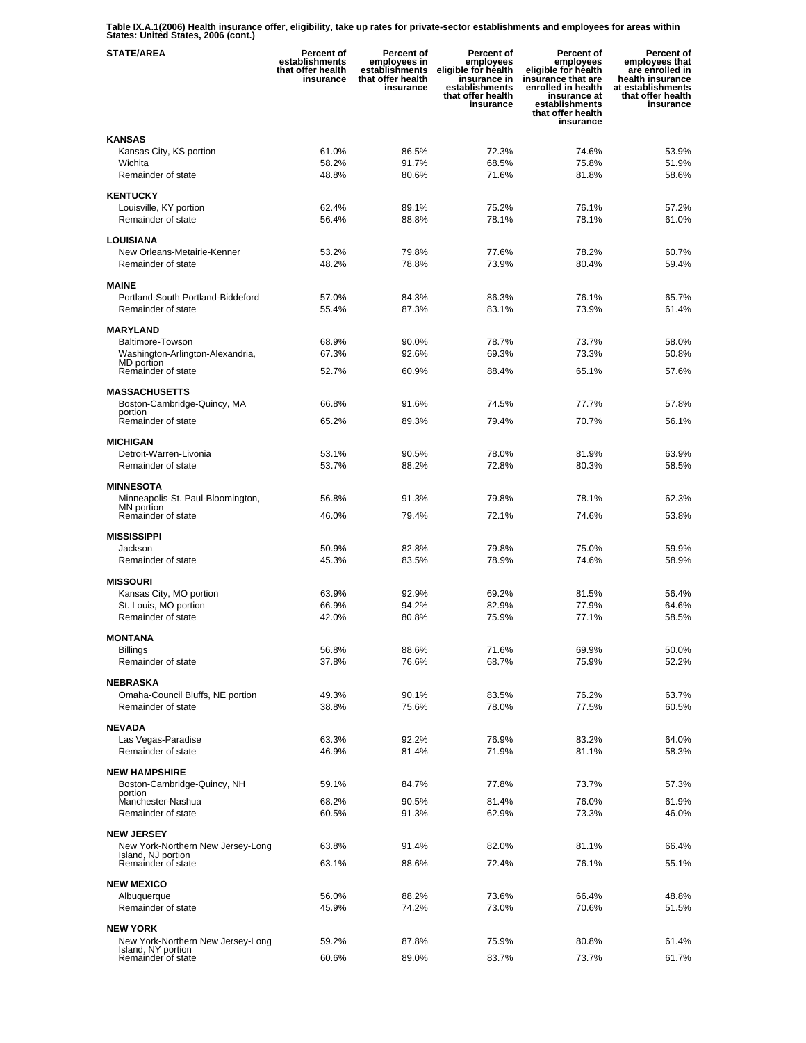**Table IX.A.1(2006) Health insurance offer, eligibility, take up rates for private-sector establishments and employees for areas within States: United States, 2006 (cont.)**

| STATE/AREA | Percent of establishments that offer health insurance | Percent of employees in establishments that offer health insurance | Percent of employees eligible for health insurance in establishments that offer health insurance | Percent of employees eligible for health insurance that are enrolled in health insurance at establishments that offer health insurance | Percent of employees that are enrolled in health insurance at establishments that offer health insurance |
|---|---|---|---|---|---|
| **KANSAS** | | | | | |
| Kansas City, KS portion | 61.0% | 86.5% | 72.3% | 74.6% | 53.9% |
| Wichita | 58.2% | 91.7% | 68.5% | 75.8% | 51.9% |
| Remainder of state | 48.8% | 80.6% | 71.6% | 81.8% | 58.6% |
| **KENTUCKY** | | | | | |
| Louisville, KY portion | 62.4% | 89.1% | 75.2% | 76.1% | 57.2% |
| Remainder of state | 56.4% | 88.8% | 78.1% | 78.1% | 61.0% |
| **LOUISIANA** | | | | | |
| New Orleans-Metairie-Kenner | 53.2% | 79.8% | 77.6% | 78.2% | 60.7% |
| Remainder of state | 48.2% | 78.8% | 73.9% | 80.4% | 59.4% |
| **MAINE** | | | | | |
| Portland-South Portland-Biddeford | 57.0% | 84.3% | 86.3% | 76.1% | 65.7% |
| Remainder of state | 55.4% | 87.3% | 83.1% | 73.9% | 61.4% |
| **MARYLAND** | | | | | |
| Baltimore-Towson | 68.9% | 90.0% | 78.7% | 73.7% | 58.0% |
| Washington-Arlington-Alexandria, MD portion | 67.3% | 92.6% | 69.3% | 73.3% | 50.8% |
| Remainder of state | 52.7% | 60.9% | 88.4% | 65.1% | 57.6% |
| **MASSACHUSETTS** | | | | | |
| Boston-Cambridge-Quincy, MA portion | 66.8% | 91.6% | 74.5% | 77.7% | 57.8% |
| Remainder of state | 65.2% | 89.3% | 79.4% | 70.7% | 56.1% |
| **MICHIGAN** | | | | | |
| Detroit-Warren-Livonia | 53.1% | 90.5% | 78.0% | 81.9% | 63.9% |
| Remainder of state | 53.7% | 88.2% | 72.8% | 80.3% | 58.5% |
| **MINNESOTA** | | | | | |
| Minneapolis-St. Paul-Bloomington, MN portion | 56.8% | 91.3% | 79.8% | 78.1% | 62.3% |
| Remainder of state | 46.0% | 79.4% | 72.1% | 74.6% | 53.8% |
| **MISSISSIPPI** | | | | | |
| Jackson | 50.9% | 82.8% | 79.8% | 75.0% | 59.9% |
| Remainder of state | 45.3% | 83.5% | 78.9% | 74.6% | 58.9% |
| **MISSOURI** | | | | | |
| Kansas City, MO portion | 63.9% | 92.9% | 69.2% | 81.5% | 56.4% |
| St. Louis, MO portion | 66.9% | 94.2% | 82.9% | 77.9% | 64.6% |
| Remainder of state | 42.0% | 80.8% | 75.9% | 77.1% | 58.5% |
| **MONTANA** | | | | | |
| Billings | 56.8% | 88.6% | 71.6% | 69.9% | 50.0% |
| Remainder of state | 37.8% | 76.6% | 68.7% | 75.9% | 52.2% |
| **NEBRASKA** | | | | | |
| Omaha-Council Bluffs, NE portion | 49.3% | 90.1% | 83.5% | 76.2% | 63.7% |
| Remainder of state | 38.8% | 75.6% | 78.0% | 77.5% | 60.5% |
| **NEVADA** | | | | | |
| Las Vegas-Paradise | 63.3% | 92.2% | 76.9% | 83.2% | 64.0% |
| Remainder of state | 46.9% | 81.4% | 71.9% | 81.1% | 58.3% |
| **NEW HAMPSHIRE** | | | | | |
| Boston-Cambridge-Quincy, NH portion | 59.1% | 84.7% | 77.8% | 73.7% | 57.3% |
| Manchester-Nashua | 68.2% | 90.5% | 81.4% | 76.0% | 61.9% |
| Remainder of state | 60.5% | 91.3% | 62.9% | 73.3% | 46.0% |
| **NEW JERSEY** | | | | | |
| New York-Northern New Jersey-Long Island, NJ portion | 63.8% | 91.4% | 82.0% | 81.1% | 66.4% |
| Remainder of state | 63.1% | 88.6% | 72.4% | 76.1% | 55.1% |
| **NEW MEXICO** | | | | | |
| Albuquerque | 56.0% | 88.2% | 73.6% | 66.4% | 48.8% |
| Remainder of state | 45.9% | 74.2% | 73.0% | 70.6% | 51.5% |
| **NEW YORK** | | | | | |
| New York-Northern New Jersey-Long Island, NY portion | 59.2% | 87.8% | 75.9% | 80.8% | 61.4% |
| Remainder of state | 60.6% | 89.0% | 83.7% | 73.7% | 61.7% |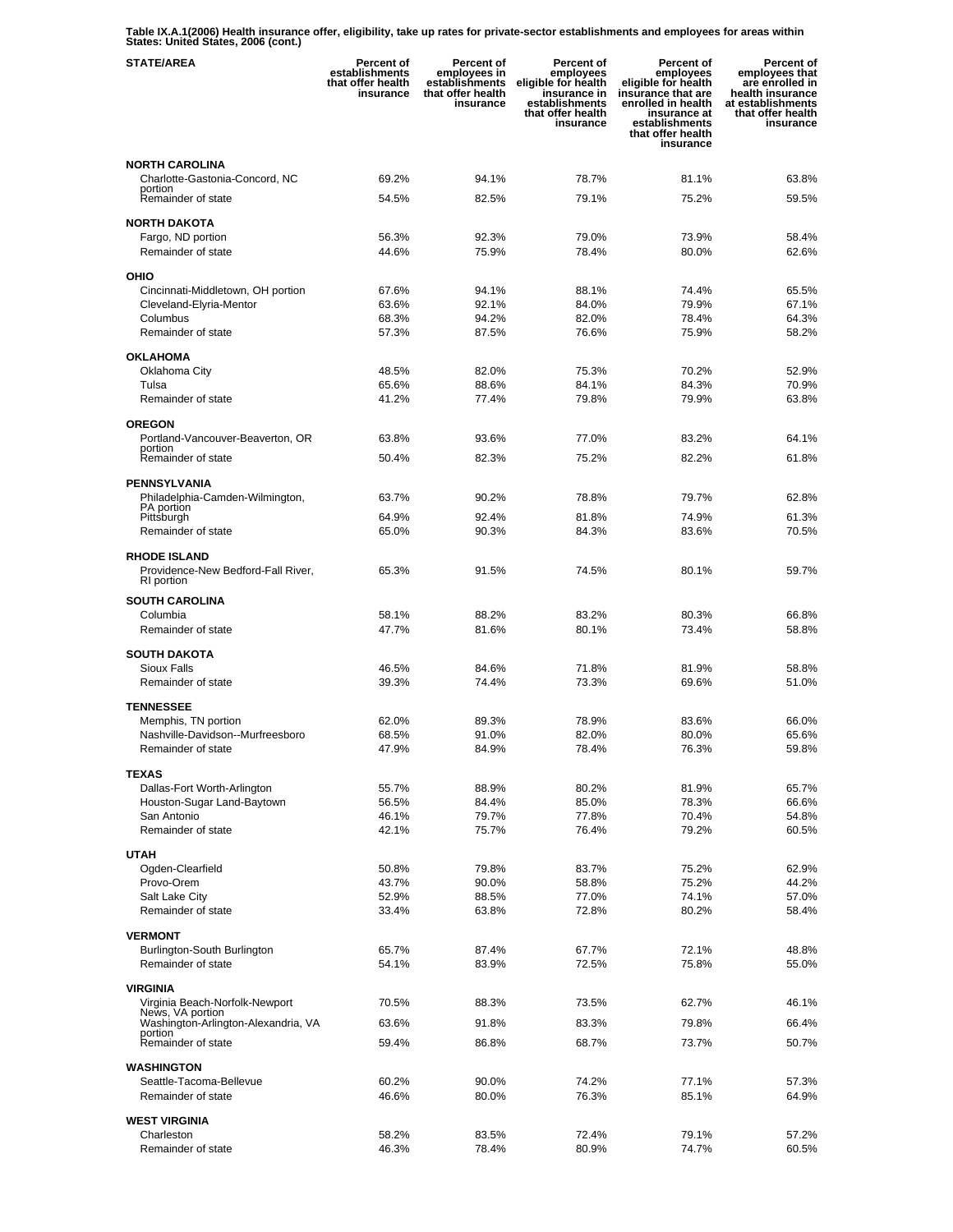**Table IX.A.1(2006) Health insurance offer, eligibility, take up rates for private-sector establishments and employees for areas within States: United States, 2006 (cont.)**

| STATE/AREA | Percent of establishments that offer health insurance | Percent of employees in establishments that offer health insurance | Percent of employees eligible for health insurance in establishments that offer health insurance | Percent of employees eligible for health insurance that are enrolled in health insurance at establishments that offer health insurance | Percent of employees that are enrolled in health insurance at establishments that offer health insurance |
|---|---|---|---|---|---|
| **NORTH CAROLINA** | | | | | |
| Charlotte-Gastonia-Concord, NC portion | 69.2% | 94.1% | 78.7% | 81.1% | 63.8% |
| Remainder of state | 54.5% | 82.5% | 79.1% | 75.2% | 59.5% |
| **NORTH DAKOTA** | | | | | |
| Fargo, ND portion | 56.3% | 92.3% | 79.0% | 73.9% | 58.4% |
| Remainder of state | 44.6% | 75.9% | 78.4% | 80.0% | 62.6% |
| **OHIO** | | | | | |
| Cincinnati-Middletown, OH portion | 67.6% | 94.1% | 88.1% | 74.4% | 65.5% |
| Cleveland-Elyria-Mentor | 63.6% | 92.1% | 84.0% | 79.9% | 67.1% |
| Columbus | 68.3% | 94.2% | 82.0% | 78.4% | 64.3% |
| Remainder of state | 57.3% | 87.5% | 76.6% | 75.9% | 58.2% |
| **OKLAHOMA** | | | | | |
| Oklahoma City | 48.5% | 82.0% | 75.3% | 70.2% | 52.9% |
| Tulsa | 65.6% | 88.6% | 84.1% | 84.3% | 70.9% |
| Remainder of state | 41.2% | 77.4% | 79.8% | 79.9% | 63.8% |
| **OREGON** | | | | | |
| Portland-Vancouver-Beaverton, OR portion | 63.8% | 93.6% | 77.0% | 83.2% | 64.1% |
| Remainder of state | 50.4% | 82.3% | 75.2% | 82.2% | 61.8% |
| **PENNSYLVANIA** | | | | | |
| Philadelphia-Camden-Wilmington, PA portion | 63.7% | 90.2% | 78.8% | 79.7% | 62.8% |
| Pittsburgh | 64.9% | 92.4% | 81.8% | 74.9% | 61.3% |
| Remainder of state | 65.0% | 90.3% | 84.3% | 83.6% | 70.5% |
| **RHODE ISLAND** | | | | | |
| Providence-New Bedford-Fall River, RI portion | 65.3% | 91.5% | 74.5% | 80.1% | 59.7% |
| **SOUTH CAROLINA** | | | | | |
| Columbia | 58.1% | 88.2% | 83.2% | 80.3% | 66.8% |
| Remainder of state | 47.7% | 81.6% | 80.1% | 73.4% | 58.8% |
| **SOUTH DAKOTA** | | | | | |
| Sioux Falls | 46.5% | 84.6% | 71.8% | 81.9% | 58.8% |
| Remainder of state | 39.3% | 74.4% | 73.3% | 69.6% | 51.0% |
| **TENNESSEE** | | | | | |
| Memphis, TN portion | 62.0% | 89.3% | 78.9% | 83.6% | 66.0% |
| Nashville-Davidson--Murfreesboro | 68.5% | 91.0% | 82.0% | 80.0% | 65.6% |
| Remainder of state | 47.9% | 84.9% | 78.4% | 76.3% | 59.8% |
| **TEXAS** | | | | | |
| Dallas-Fort Worth-Arlington | 55.7% | 88.9% | 80.2% | 81.9% | 65.7% |
| Houston-Sugar Land-Baytown | 56.5% | 84.4% | 85.0% | 78.3% | 66.6% |
| San Antonio | 46.1% | 79.7% | 77.8% | 70.4% | 54.8% |
| Remainder of state | 42.1% | 75.7% | 76.4% | 79.2% | 60.5% |
| **UTAH** | | | | | |
| Ogden-Clearfield | 50.8% | 79.8% | 83.7% | 75.2% | 62.9% |
| Provo-Orem | 43.7% | 90.0% | 58.8% | 75.2% | 44.2% |
| Salt Lake City | 52.9% | 88.5% | 77.0% | 74.1% | 57.0% |
| Remainder of state | 33.4% | 63.8% | 72.8% | 80.2% | 58.4% |
| **VERMONT** | | | | | |
| Burlington-South Burlington | 65.7% | 87.4% | 67.7% | 72.1% | 48.8% |
| Remainder of state | 54.1% | 83.9% | 72.5% | 75.8% | 55.0% |
| **VIRGINIA** | | | | | |
| Virginia Beach-Norfolk-Newport News, VA portion | 70.5% | 88.3% | 73.5% | 62.7% | 46.1% |
| Washington-Arlington-Alexandria, VA portion | 63.6% | 91.8% | 83.3% | 79.8% | 66.4% |
| Remainder of state | 59.4% | 86.8% | 68.7% | 73.7% | 50.7% |
| **WASHINGTON** | | | | | |
| Seattle-Tacoma-Bellevue | 60.2% | 90.0% | 74.2% | 77.1% | 57.3% |
| Remainder of state | 46.6% | 80.0% | 76.3% | 85.1% | 64.9% |
| **WEST VIRGINIA** | | | | | |
| Charleston | 58.2% | 83.5% | 72.4% | 79.1% | 57.2% |
| Remainder of state | 46.3% | 78.4% | 80.9% | 74.7% | 60.5% |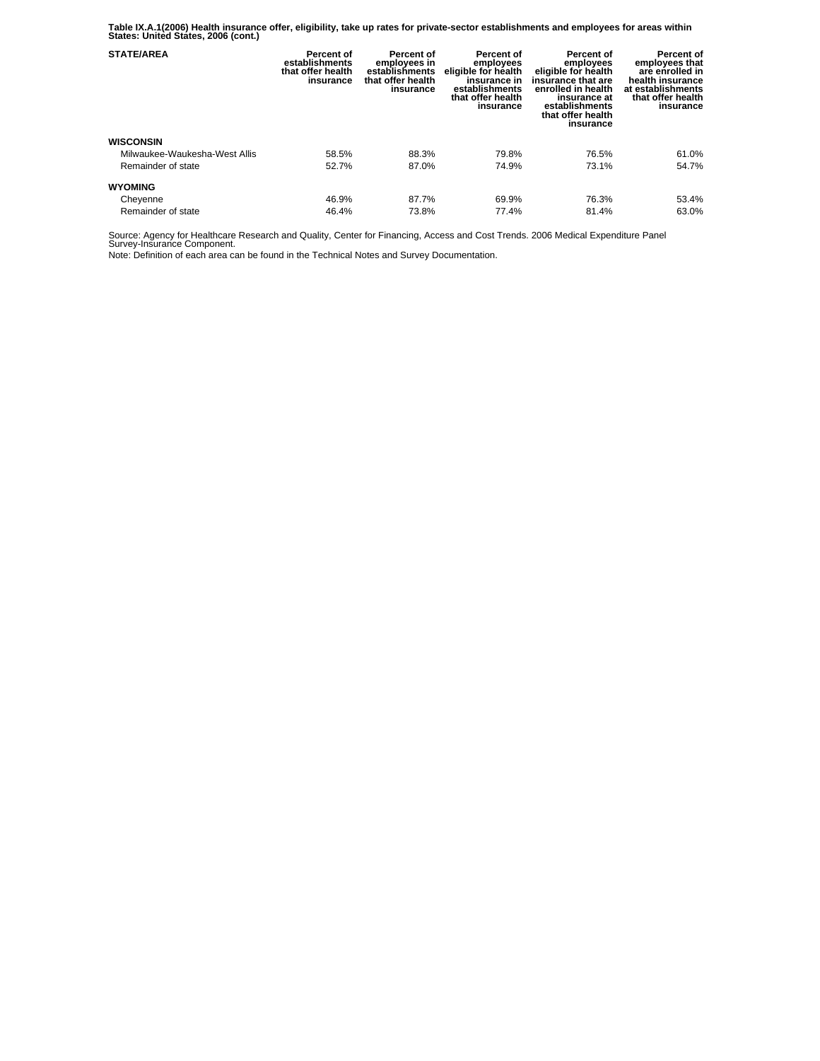**Table IX.A.1(2006) Health insurance offer, eligibility, take up rates for private-sector establishments and employees for areas within States: United States, 2006 (cont.)**

| STATE/AREA | Percent of establishments that offer health insurance | Percent of employees in establishments that offer health insurance | Percent of employees eligible for health insurance in establishments that offer health insurance | Percent of employees eligible for health insurance that are enrolled in health insurance at establishments that offer health insurance | Percent of employees that are enrolled in health insurance at establishments that offer health insurance |
|---|---|---|---|---|---|
| **WISCONSIN** | | | | | |
| Milwaukee-Waukesha-West Allis | 58.5% | 88.3% | 79.8% | 76.5% | 61.0% |
| Remainder of state | 52.7% | 87.0% | 74.9% | 73.1% | 54.7% |
| **WYOMING** | | | | | |
| Cheyenne | 46.9% | 87.7% | 69.9% | 76.3% | 53.4% |
| Remainder of state | 46.4% | 73.8% | 77.4% | 81.4% | 63.0% |

Source: Agency for Healthcare Research and Quality, Center for Financing, Access and Cost Trends. 2006 Medical Expenditure Panel Survey-Insurance Component.

Note: Definition of each area can be found in the Technical Notes and Survey Documentation.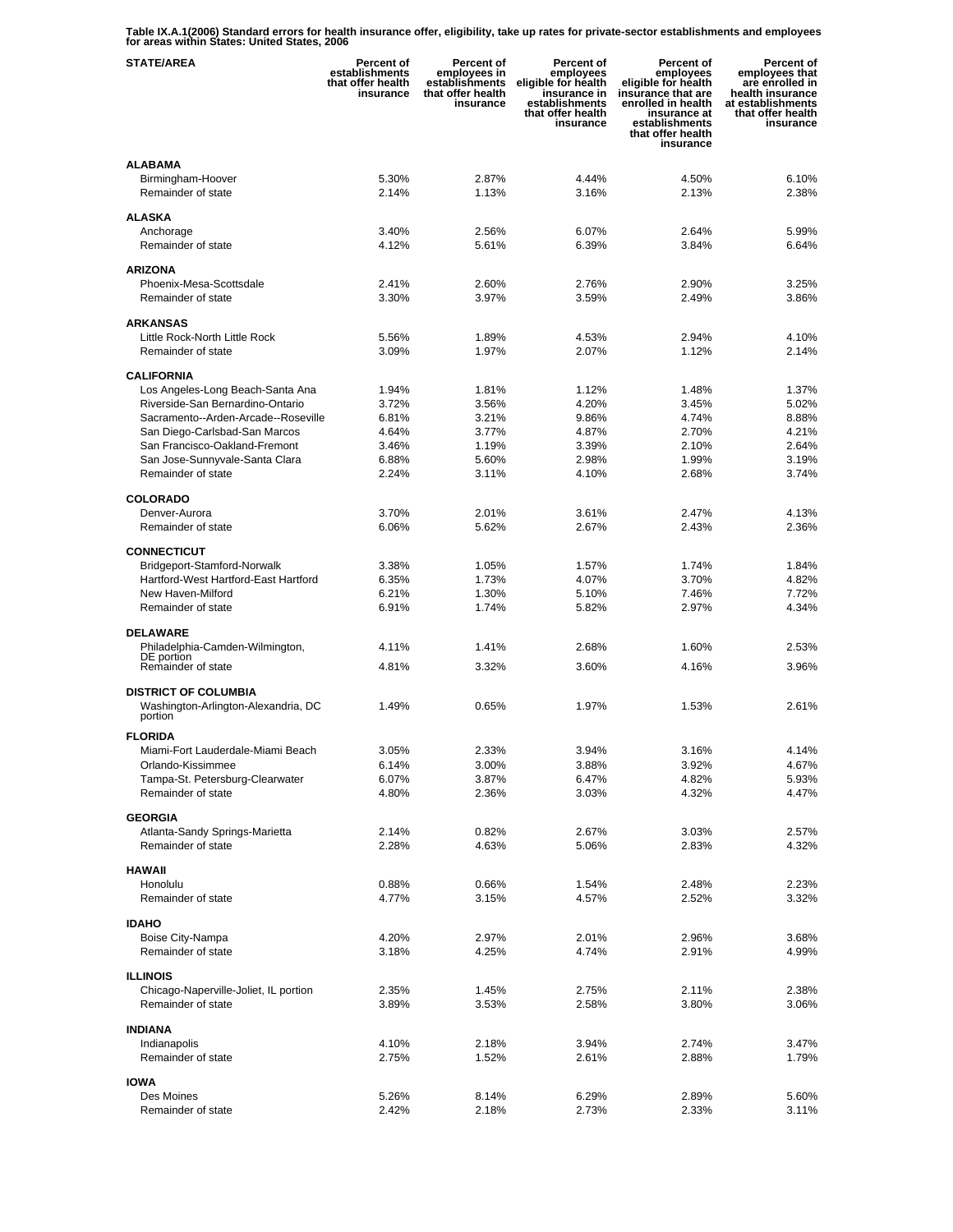**Table IX.A.1(2006) Standard errors for health insurance offer, eligibility, take up rates for private-sector establishments and employees for areas within States: United States, 2006**

| STATE/AREA | Percent of establishments that offer health insurance | Percent of employees in establishments that offer health insurance | Percent of employees eligible for health insurance in establishments that offer health insurance | Percent of employees eligible for health insurance that are enrolled in health insurance at establishments that offer health insurance | Percent of employees that are enrolled in health insurance at establishments that offer health insurance |
|---|---|---|---|---|---|
| **ALABAMA** | | | | | |
| Birmingham-Hoover | 5.30% | 2.87% | 4.44% | 4.50% | 6.10% |
| Remainder of state | 2.14% | 1.13% | 3.16% | 2.13% | 2.38% |
| **ALASKA** | | | | | |
| Anchorage | 3.40% | 2.56% | 6.07% | 2.64% | 5.99% |
| Remainder of state | 4.12% | 5.61% | 6.39% | 3.84% | 6.64% |
| **ARIZONA** | | | | | |
| Phoenix-Mesa-Scottsdale | 2.41% | 2.60% | 2.76% | 2.90% | 3.25% |
| Remainder of state | 3.30% | 3.97% | 3.59% | 2.49% | 3.86% |
| **ARKANSAS** | | | | | |
| Little Rock-North Little Rock | 5.56% | 1.89% | 4.53% | 2.94% | 4.10% |
| Remainder of state | 3.09% | 1.97% | 2.07% | 1.12% | 2.14% |
| **CALIFORNIA** | | | | | |
| Los Angeles-Long Beach-Santa Ana | 1.94% | 1.81% | 1.12% | 1.48% | 1.37% |
| Riverside-San Bernardino-Ontario | 3.72% | 3.56% | 4.20% | 3.45% | 5.02% |
| Sacramento--Arden-Arcade--Roseville | 6.81% | 3.21% | 9.86% | 4.74% | 8.88% |
| San Diego-Carlsbad-San Marcos | 4.64% | 3.77% | 4.87% | 2.70% | 4.21% |
| San Francisco-Oakland-Fremont | 3.46% | 1.19% | 3.39% | 2.10% | 2.64% |
| San Jose-Sunnyvale-Santa Clara | 6.88% | 5.60% | 2.98% | 1.99% | 3.19% |
| Remainder of state | 2.24% | 3.11% | 4.10% | 2.68% | 3.74% |
| **COLORADO** | | | | | |
| Denver-Aurora | 3.70% | 2.01% | 3.61% | 2.47% | 4.13% |
| Remainder of state | 6.06% | 5.62% | 2.67% | 2.43% | 2.36% |
| **CONNECTICUT** | | | | | |
| Bridgeport-Stamford-Norwalk | 3.38% | 1.05% | 1.57% | 1.74% | 1.84% |
| Hartford-West Hartford-East Hartford | 6.35% | 1.73% | 4.07% | 3.70% | 4.82% |
| New Haven-Milford | 6.21% | 1.30% | 5.10% | 7.46% | 7.72% |
| Remainder of state | 6.91% | 1.74% | 5.82% | 2.97% | 4.34% |
| **DELAWARE** | | | | | |
| Philadelphia-Camden-Wilmington, DE portion | 4.11% | 1.41% | 2.68% | 1.60% | 2.53% |
| Remainder of state | 4.81% | 3.32% | 3.60% | 4.16% | 3.96% |
| **DISTRICT OF COLUMBIA** | | | | | |
| Washington-Arlington-Alexandria, DC portion | 1.49% | 0.65% | 1.97% | 1.53% | 2.61% |
| **FLORIDA** | | | | | |
| Miami-Fort Lauderdale-Miami Beach | 3.05% | 2.33% | 3.94% | 3.16% | 4.14% |
| Orlando-Kissimmee | 6.14% | 3.00% | 3.88% | 3.92% | 4.67% |
| Tampa-St. Petersburg-Clearwater | 6.07% | 3.87% | 6.47% | 4.82% | 5.93% |
| Remainder of state | 4.80% | 2.36% | 3.03% | 4.32% | 4.47% |
| **GEORGIA** | | | | | |
| Atlanta-Sandy Springs-Marietta | 2.14% | 0.82% | 2.67% | 3.03% | 2.57% |
| Remainder of state | 2.28% | 4.63% | 5.06% | 2.83% | 4.32% |
| **HAWAII** | | | | | |
| Honolulu | 0.88% | 0.66% | 1.54% | 2.48% | 2.23% |
| Remainder of state | 4.77% | 3.15% | 4.57% | 2.52% | 3.32% |
| **IDAHO** | | | | | |
| Boise City-Nampa | 4.20% | 2.97% | 2.01% | 2.96% | 3.68% |
| Remainder of state | 3.18% | 4.25% | 4.74% | 2.91% | 4.99% |
| **ILLINOIS** | | | | | |
| Chicago-Naperville-Joliet, IL portion | 2.35% | 1.45% | 2.75% | 2.11% | 2.38% |
| Remainder of state | 3.89% | 3.53% | 2.58% | 3.80% | 3.06% |
| **INDIANA** | | | | | |
| Indianapolis | 4.10% | 2.18% | 3.94% | 2.74% | 3.47% |
| Remainder of state | 2.75% | 1.52% | 2.61% | 2.88% | 1.79% |
| **IOWA** | | | | | |
| Des Moines | 5.26% | 8.14% | 6.29% | 2.89% | 5.60% |
| Remainder of state | 2.42% | 2.18% | 2.73% | 2.33% | 3.11% |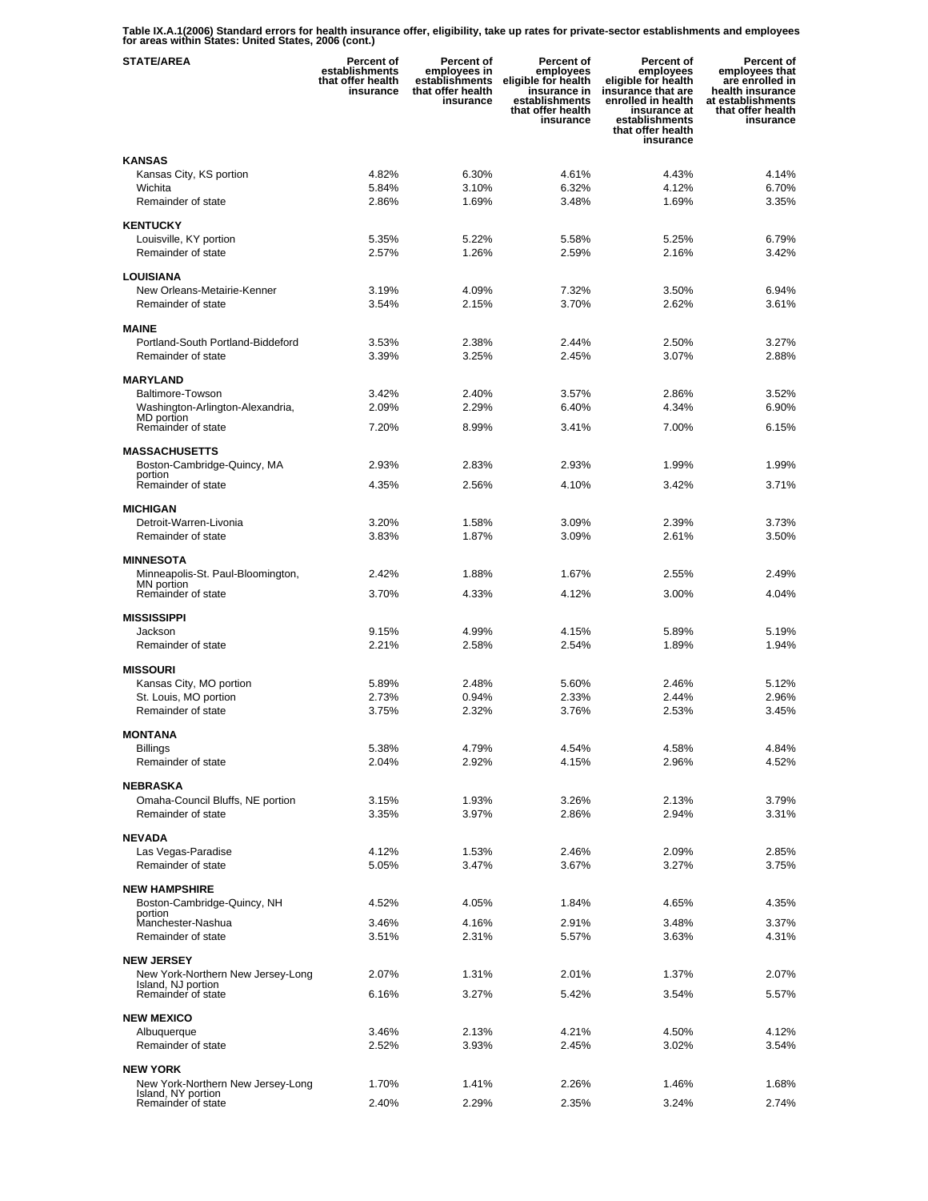**Table IX.A.1(2006) Standard errors for health insurance offer, eligibility, take up rates for private-sector establishments and employees for areas within States: United States, 2006 (cont.)**

| STATE/AREA | Percent of establishments that offer health insurance | Percent of employees in establishments that offer health insurance | Percent of employees eligible for health insurance in establishments that offer health insurance | Percent of employees eligible for health insurance that are enrolled in health insurance at establishments that offer health insurance | Percent of employees that are enrolled in health insurance at establishments that offer health insurance |
|---|---|---|---|---|---|
| **KANSAS** | | | | | |
| Kansas City, KS portion | 4.82% | 6.30% | 4.61% | 4.43% | 4.14% |
| Wichita | 5.84% | 3.10% | 6.32% | 4.12% | 6.70% |
| Remainder of state | 2.86% | 1.69% | 3.48% | 1.69% | 3.35% |
| **KENTUCKY** | | | | | |
| Louisville, KY portion | 5.35% | 5.22% | 5.58% | 5.25% | 6.79% |
| Remainder of state | 2.57% | 1.26% | 2.59% | 2.16% | 3.42% |
| **LOUISIANA** | | | | | |
| New Orleans-Metairie-Kenner | 3.19% | 4.09% | 7.32% | 3.50% | 6.94% |
| Remainder of state | 3.54% | 2.15% | 3.70% | 2.62% | 3.61% |
| **MAINE** | | | | | |
| Portland-South Portland-Biddeford | 3.53% | 2.38% | 2.44% | 2.50% | 3.27% |
| Remainder of state | 3.39% | 3.25% | 2.45% | 3.07% | 2.88% |
| **MARYLAND** | | | | | |
| Baltimore-Towson | 3.42% | 2.40% | 3.57% | 2.86% | 3.52% |
| Washington-Arlington-Alexandria, MD portion | 2.09% | 2.29% | 6.40% | 4.34% | 6.90% |
| Remainder of state | 7.20% | 8.99% | 3.41% | 7.00% | 6.15% |
| **MASSACHUSETTS** | | | | | |
| Boston-Cambridge-Quincy, MA portion | 2.93% | 2.83% | 2.93% | 1.99% | 1.99% |
| Remainder of state | 4.35% | 2.56% | 4.10% | 3.42% | 3.71% |
| **MICHIGAN** | | | | | |
| Detroit-Warren-Livonia | 3.20% | 1.58% | 3.09% | 2.39% | 3.73% |
| Remainder of state | 3.83% | 1.87% | 3.09% | 2.61% | 3.50% |
| **MINNESOTA** | | | | | |
| Minneapolis-St. Paul-Bloomington, MN portion | 2.42% | 1.88% | 1.67% | 2.55% | 2.49% |
| Remainder of state | 3.70% | 4.33% | 4.12% | 3.00% | 4.04% |
| **MISSISSIPPI** | | | | | |
| Jackson | 9.15% | 4.99% | 4.15% | 5.89% | 5.19% |
| Remainder of state | 2.21% | 2.58% | 2.54% | 1.89% | 1.94% |
| **MISSOURI** | | | | | |
| Kansas City, MO portion | 5.89% | 2.48% | 5.60% | 2.46% | 5.12% |
| St. Louis, MO portion | 2.73% | 0.94% | 2.33% | 2.44% | 2.96% |
| Remainder of state | 3.75% | 2.32% | 3.76% | 2.53% | 3.45% |
| **MONTANA** | | | | | |
| Billings | 5.38% | 4.79% | 4.54% | 4.58% | 4.84% |
| Remainder of state | 2.04% | 2.92% | 4.15% | 2.96% | 4.52% |
| **NEBRASKA** | | | | | |
| Omaha-Council Bluffs, NE portion | 3.15% | 1.93% | 3.26% | 2.13% | 3.79% |
| Remainder of state | 3.35% | 3.97% | 2.86% | 2.94% | 3.31% |
| **NEVADA** | | | | | |
| Las Vegas-Paradise | 4.12% | 1.53% | 2.46% | 2.09% | 2.85% |
| Remainder of state | 5.05% | 3.47% | 3.67% | 3.27% | 3.75% |
| **NEW HAMPSHIRE** | | | | | |
| Boston-Cambridge-Quincy, NH portion | 4.52% | 4.05% | 1.84% | 4.65% | 4.35% |
| Manchester-Nashua | 3.46% | 4.16% | 2.91% | 3.48% | 3.37% |
| Remainder of state | 3.51% | 2.31% | 5.57% | 3.63% | 4.31% |
| **NEW JERSEY** | | | | | |
| New York-Northern New Jersey-Long Island, NJ portion | 2.07% | 1.31% | 2.01% | 1.37% | 2.07% |
| Remainder of state | 6.16% | 3.27% | 5.42% | 3.54% | 5.57% |
| **NEW MEXICO** | | | | | |
| Albuquerque | 3.46% | 2.13% | 4.21% | 4.50% | 4.12% |
| Remainder of state | 2.52% | 3.93% | 2.45% | 3.02% | 3.54% |
| **NEW YORK** | | | | | |
| New York-Northern New Jersey-Long Island, NY portion | 1.70% | 1.41% | 2.26% | 1.46% | 1.68% |
| Remainder of state | 2.40% | 2.29% | 2.35% | 3.24% | 2.74% |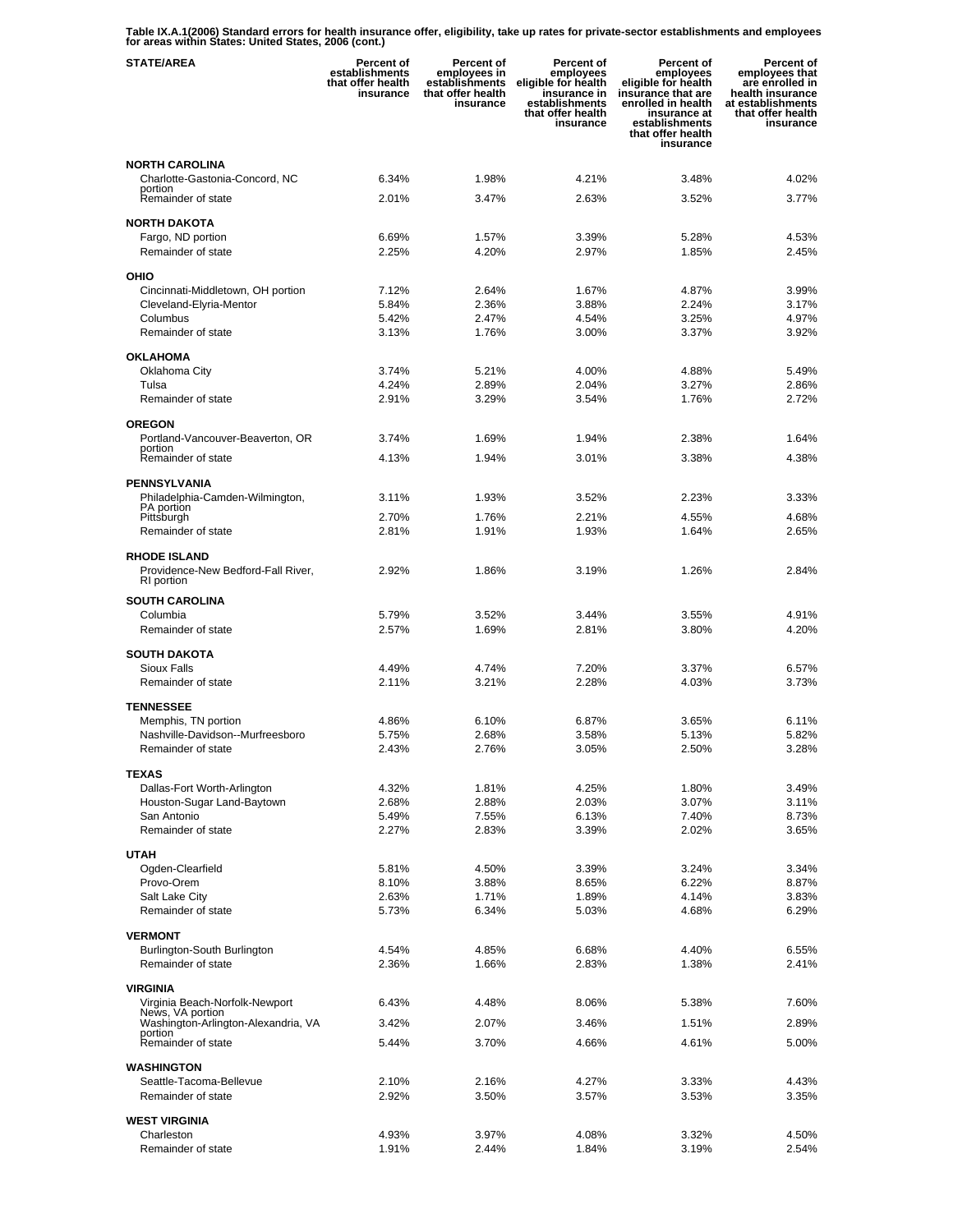**Table IX.A.1(2006) Standard errors for health insurance offer, eligibility, take up rates for private-sector establishments and employees for areas within States: United States, 2006 (cont.)**

| STATE/AREA | Percent of establishments that offer health insurance | Percent of employees in establishments that offer health insurance | Percent of employees eligible for health insurance in establishments that offer health insurance | Percent of employees eligible for health insurance that are enrolled in health insurance at establishments that offer health insurance | Percent of employees that are enrolled in health insurance at establishments that offer health insurance |
|---|---|---|---|---|---|
| **NORTH CAROLINA** | | | | | |
| Charlotte-Gastonia-Concord, NC portion | 6.34% | 1.98% | 4.21% | 3.48% | 4.02% |
| Remainder of state | 2.01% | 3.47% | 2.63% | 3.52% | 3.77% |
| **NORTH DAKOTA** | | | | | |
| Fargo, ND portion | 6.69% | 1.57% | 3.39% | 5.28% | 4.53% |
| Remainder of state | 2.25% | 4.20% | 2.97% | 1.85% | 2.45% |
| **OHIO** | | | | | |
| Cincinnati-Middletown, OH portion | 7.12% | 2.64% | 1.67% | 4.87% | 3.99% |
| Cleveland-Elyria-Mentor | 5.84% | 2.36% | 3.88% | 2.24% | 3.17% |
| Columbus | 5.42% | 2.47% | 4.54% | 3.25% | 4.97% |
| Remainder of state | 3.13% | 1.76% | 3.00% | 3.37% | 3.92% |
| **OKLAHOMA** | | | | | |
| Oklahoma City | 3.74% | 5.21% | 4.00% | 4.88% | 5.49% |
| Tulsa | 4.24% | 2.89% | 2.04% | 3.27% | 2.86% |
| Remainder of state | 2.91% | 3.29% | 3.54% | 1.76% | 2.72% |
| **OREGON** | | | | | |
| Portland-Vancouver-Beaverton, OR portion | 3.74% | 1.69% | 1.94% | 2.38% | 1.64% |
| Remainder of state | 4.13% | 1.94% | 3.01% | 3.38% | 4.38% |
| **PENNSYLVANIA** | | | | | |
| Philadelphia-Camden-Wilmington, PA portion | 3.11% | 1.93% | 3.52% | 2.23% | 3.33% |
| Pittsburgh | 2.70% | 1.76% | 2.21% | 4.55% | 4.68% |
| Remainder of state | 2.81% | 1.91% | 1.93% | 1.64% | 2.65% |
| **RHODE ISLAND** | | | | | |
| Providence-New Bedford-Fall River, RI portion | 2.92% | 1.86% | 3.19% | 1.26% | 2.84% |
| **SOUTH CAROLINA** | | | | | |
| Columbia | 5.79% | 3.52% | 3.44% | 3.55% | 4.91% |
| Remainder of state | 2.57% | 1.69% | 2.81% | 3.80% | 4.20% |
| **SOUTH DAKOTA** | | | | | |
| Sioux Falls | 4.49% | 4.74% | 7.20% | 3.37% | 6.57% |
| Remainder of state | 2.11% | 3.21% | 2.28% | 4.03% | 3.73% |
| **TENNESSEE** | | | | | |
| Memphis, TN portion | 4.86% | 6.10% | 6.87% | 3.65% | 6.11% |
| Nashville-Davidson--Murfreesboro | 5.75% | 2.68% | 3.58% | 5.13% | 5.82% |
| Remainder of state | 2.43% | 2.76% | 3.05% | 2.50% | 3.28% |
| **TEXAS** | | | | | |
| Dallas-Fort Worth-Arlington | 4.32% | 1.81% | 4.25% | 1.80% | 3.49% |
| Houston-Sugar Land-Baytown | 2.68% | 2.88% | 2.03% | 3.07% | 3.11% |
| San Antonio | 5.49% | 7.55% | 6.13% | 7.40% | 8.73% |
| Remainder of state | 2.27% | 2.83% | 3.39% | 2.02% | 3.65% |
| **UTAH** | | | | | |
| Ogden-Clearfield | 5.81% | 4.50% | 3.39% | 3.24% | 3.34% |
| Provo-Orem | 8.10% | 3.88% | 8.65% | 6.22% | 8.87% |
| Salt Lake City | 2.63% | 1.71% | 1.89% | 4.14% | 3.83% |
| Remainder of state | 5.73% | 6.34% | 5.03% | 4.68% | 6.29% |
| **VERMONT** | | | | | |
| Burlington-South Burlington | 4.54% | 4.85% | 6.68% | 4.40% | 6.55% |
| Remainder of state | 2.36% | 1.66% | 2.83% | 1.38% | 2.41% |
| **VIRGINIA** | | | | | |
| Virginia Beach-Norfolk-Newport News, VA portion | 6.43% | 4.48% | 8.06% | 5.38% | 7.60% |
| Washington-Arlington-Alexandria, VA portion | 3.42% | 2.07% | 3.46% | 1.51% | 2.89% |
| Remainder of state | 5.44% | 3.70% | 4.66% | 4.61% | 5.00% |
| **WASHINGTON** | | | | | |
| Seattle-Tacoma-Bellevue | 2.10% | 2.16% | 4.27% | 3.33% | 4.43% |
| Remainder of state | 2.92% | 3.50% | 3.57% | 3.53% | 3.35% |
| **WEST VIRGINIA** | | | | | |
| Charleston | 4.93% | 3.97% | 4.08% | 3.32% | 4.50% |
| Remainder of state | 1.91% | 2.44% | 1.84% | 3.19% | 2.54% |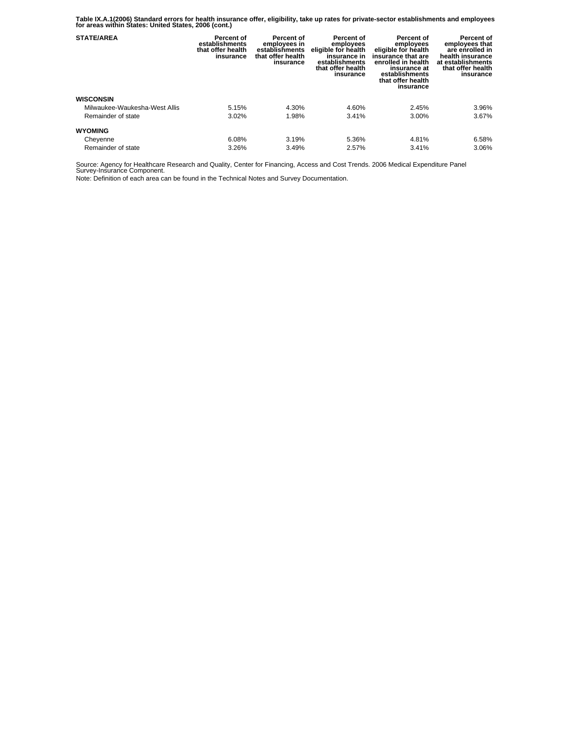**Table IX.A.1(2006) Standard errors for health insurance offer, eligibility, take up rates for private-sector establishments and employees for areas within States: United States, 2006 (cont.)**

| STATE/AREA | Percent of establishments that offer health insurance | Percent of employees in establishments that offer health insurance | Percent of employees eligible for health insurance in establishments that offer health insurance | Percent of employees eligible for health insurance that are enrolled in health insurance at establishments that offer health insurance | Percent of employees that are enrolled in health insurance at establishments that offer health insurance |
|---|---|---|---|---|---|
| **WISCONSIN** | | | | | |
| Milwaukee-Waukesha-West Allis | 5.15% | 4.30% | 4.60% | 2.45% | 3.96% |
| Remainder of state | 3.02% | 1.98% | 3.41% | 3.00% | 3.67% |
| **WYOMING** | | | | | |
| Cheyenne | 6.08% | 3.19% | 5.36% | 4.81% | 6.58% |
| Remainder of state | 3.26% | 3.49% | 2.57% | 3.41% | 3.06% |

Source: Agency for Healthcare Research and Quality, Center for Financing, Access and Cost Trends. 2006 Medical Expenditure Panel Survey-Insurance Component.

Note: Definition of each area can be found in the Technical Notes and Survey Documentation.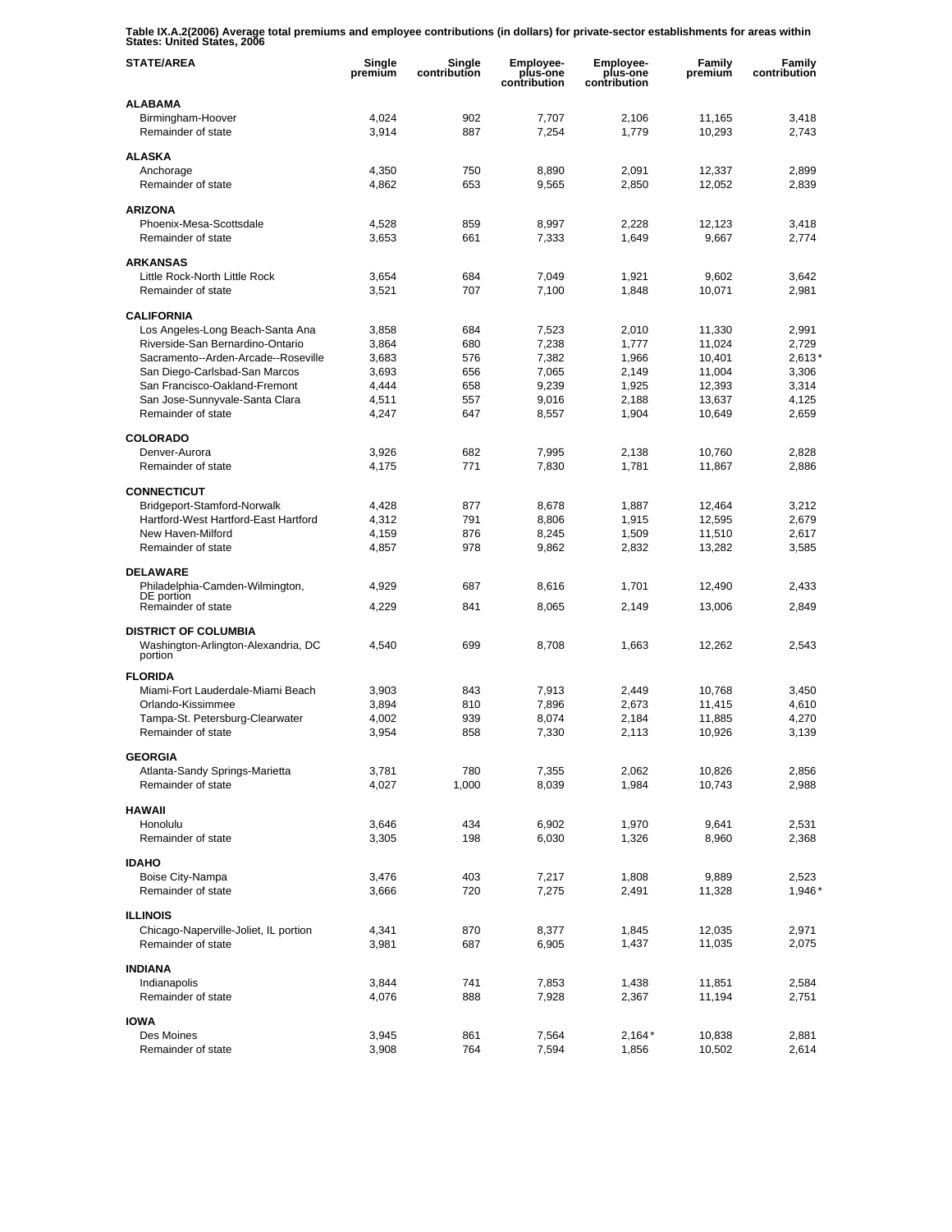**Table IX.A.2(2006) Average total premiums and employee contributions (in dollars) for private-sector establishments for areas within States: United States, 2006**

| STATE/AREA | Single premium | Single contribution | Employee-plus-one contribution | Employee-plus-one contribution | Family premium | Family contribution |
|---|---|---|---|---|---|---|
| **ALABAMA** | | | | | | |
| Birmingham-Hoover | 4,024 | 902 | 7,707 | 2,106 | 11,165 | 3,418 |
| Remainder of state | 3,914 | 887 | 7,254 | 1,779 | 10,293 | 2,743 |
| **ALASKA** | | | | | | |
| Anchorage | 4,350 | 750 | 8,890 | 2,091 | 12,337 | 2,899 |
| Remainder of state | 4,862 | 653 | 9,565 | 2,850 | 12,052 | 2,839 |
| **ARIZONA** | | | | | | |
| Phoenix-Mesa-Scottsdale | 4,528 | 859 | 8,997 | 2,228 | 12,123 | 3,418 |
| Remainder of state | 3,653 | 661 | 7,333 | 1,649 | 9,667 | 2,774 |
| **ARKANSAS** | | | | | | |
| Little Rock-North Little Rock | 3,654 | 684 | 7,049 | 1,921 | 9,602 | 3,642 |
| Remainder of state | 3,521 | 707 | 7,100 | 1,848 | 10,071 | 2,981 |
| **CALIFORNIA** | | | | | | |
| Los Angeles-Long Beach-Santa Ana | 3,858 | 684 | 7,523 | 2,010 | 11,330 | 2,991 |
| Riverside-San Bernardino-Ontario | 3,864 | 680 | 7,238 | 1,777 | 11,024 | 2,729 |
| Sacramento--Arden-Arcade--Roseville | 3,683 | 576 | 7,382 | 1,966 | 10,401 | 2,613* |
| San Diego-Carlsbad-San Marcos | 3,693 | 656 | 7,065 | 2,149 | 11,004 | 3,306 |
| San Francisco-Oakland-Fremont | 4,444 | 658 | 9,239 | 1,925 | 12,393 | 3,314 |
| San Jose-Sunnyvale-Santa Clara | 4,511 | 557 | 9,016 | 2,188 | 13,637 | 4,125 |
| Remainder of state | 4,247 | 647 | 8,557 | 1,904 | 10,649 | 2,659 |
| **COLORADO** | | | | | | |
| Denver-Aurora | 3,926 | 682 | 7,995 | 2,138 | 10,760 | 2,828 |
| Remainder of state | 4,175 | 771 | 7,830 | 1,781 | 11,867 | 2,886 |
| **CONNECTICUT** | | | | | | |
| Bridgeport-Stamford-Norwalk | 4,428 | 877 | 8,678 | 1,887 | 12,464 | 3,212 |
| Hartford-West Hartford-East Hartford | 4,312 | 791 | 8,806 | 1,915 | 12,595 | 2,679 |
| New Haven-Milford | 4,159 | 876 | 8,245 | 1,509 | 11,510 | 2,617 |
| Remainder of state | 4,857 | 978 | 9,862 | 2,832 | 13,282 | 3,585 |
| **DELAWARE** | | | | | | |
| Philadelphia-Camden-Wilmington, DE portion | 4,929 | 687 | 8,616 | 1,701 | 12,490 | 2,433 |
| Remainder of state | 4,229 | 841 | 8,065 | 2,149 | 13,006 | 2,849 |
| **DISTRICT OF COLUMBIA** | | | | | | |
| Washington-Arlington-Alexandria, DC portion | 4,540 | 699 | 8,708 | 1,663 | 12,262 | 2,543 |
| **FLORIDA** | | | | | | |
| Miami-Fort Lauderdale-Miami Beach | 3,903 | 843 | 7,913 | 2,449 | 10,768 | 3,450 |
| Orlando-Kissimmee | 3,894 | 810 | 7,896 | 2,673 | 11,415 | 4,610 |
| Tampa-St. Petersburg-Clearwater | 4,002 | 939 | 8,074 | 2,184 | 11,885 | 4,270 |
| Remainder of state | 3,954 | 858 | 7,330 | 2,113 | 10,926 | 3,139 |
| **GEORGIA** | | | | | | |
| Atlanta-Sandy Springs-Marietta | 3,781 | 780 | 7,355 | 2,062 | 10,826 | 2,856 |
| Remainder of state | 4,027 | 1,000 | 8,039 | 1,984 | 10,743 | 2,988 |
| **HAWAII** | | | | | | |
| Honolulu | 3,646 | 434 | 6,902 | 1,970 | 9,641 | 2,531 |
| Remainder of state | 3,305 | 198 | 6,030 | 1,326 | 8,960 | 2,368 |
| **IDAHO** | | | | | | |
| Boise City-Nampa | 3,476 | 403 | 7,217 | 1,808 | 9,889 | 2,523 |
| Remainder of state | 3,666 | 720 | 7,275 | 2,491 | 11,328 | 1,946* |
| **ILLINOIS** | | | | | | |
| Chicago-Naperville-Joliet, IL portion | 4,341 | 870 | 8,377 | 1,845 | 12,035 | 2,971 |
| Remainder of state | 3,981 | 687 | 6,905 | 1,437 | 11,035 | 2,075 |
| **INDIANA** | | | | | | |
| Indianapolis | 3,844 | 741 | 7,853 | 1,438 | 11,851 | 2,584 |
| Remainder of state | 4,076 | 888 | 7,928 | 2,367 | 11,194 | 2,751 |
| **IOWA** | | | | | | |
| Des Moines | 3,945 | 861 | 7,564 | 2,164* | 10,838 | 2,881 |
| Remainder of state | 3,908 | 764 | 7,594 | 1,856 | 10,502 | 2,614 |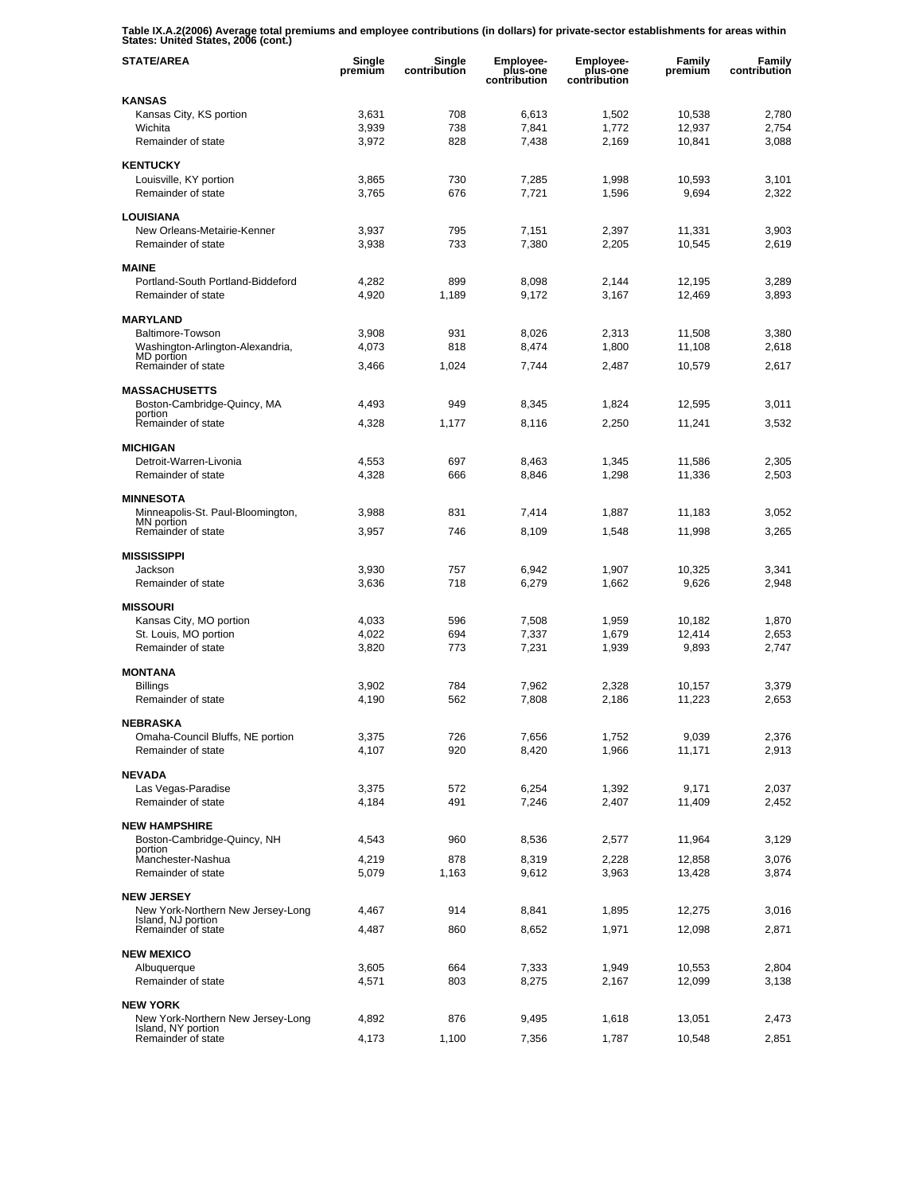**Table IX.A.2(2006) Average total premiums and employee contributions (in dollars) for private-sector establishments for areas within States: United States, 2006 (cont.)**

| STATE/AREA | Single premium | Single contribution | Employee-plus-one contribution | Employee-plus-one contribution | Family premium | Family contribution |
|---|---|---|---|---|---|---|
| **KANSAS** | | | | | | |
| Kansas City, KS portion | 3,631 | 708 | 6,613 | 1,502 | 10,538 | 2,780 |
| Wichita | 3,939 | 738 | 7,841 | 1,772 | 12,937 | 2,754 |
| Remainder of state | 3,972 | 828 | 7,438 | 2,169 | 10,841 | 3,088 |
| **KENTUCKY** | | | | | | |
| Louisville, KY portion | 3,865 | 730 | 7,285 | 1,998 | 10,593 | 3,101 |
| Remainder of state | 3,765 | 676 | 7,721 | 1,596 | 9,694 | 2,322 |
| **LOUISIANA** | | | | | | |
| New Orleans-Metairie-Kenner | 3,937 | 795 | 7,151 | 2,397 | 11,331 | 3,903 |
| Remainder of state | 3,938 | 733 | 7,380 | 2,205 | 10,545 | 2,619 |
| **MAINE** | | | | | | |
| Portland-South Portland-Biddeford | 4,282 | 899 | 8,098 | 2,144 | 12,195 | 3,289 |
| Remainder of state | 4,920 | 1,189 | 9,172 | 3,167 | 12,469 | 3,893 |
| **MARYLAND** | | | | | | |
| Baltimore-Towson | 3,908 | 931 | 8,026 | 2,313 | 11,508 | 3,380 |
| Washington-Arlington-Alexandria, MD portion | 4,073 | 818 | 8,474 | 1,800 | 11,108 | 2,618 |
| Remainder of state | 3,466 | 1,024 | 7,744 | 2,487 | 10,579 | 2,617 |
| **MASSACHUSETTS** | | | | | | |
| Boston-Cambridge-Quincy, MA portion | 4,493 | 949 | 8,345 | 1,824 | 12,595 | 3,011 |
| Remainder of state | 4,328 | 1,177 | 8,116 | 2,250 | 11,241 | 3,532 |
| **MICHIGAN** | | | | | | |
| Detroit-Warren-Livonia | 4,553 | 697 | 8,463 | 1,345 | 11,586 | 2,305 |
| Remainder of state | 4,328 | 666 | 8,846 | 1,298 | 11,336 | 2,503 |
| **MINNESOTA** | | | | | | |
| Minneapolis-St. Paul-Bloomington, MN portion | 3,988 | 831 | 7,414 | 1,887 | 11,183 | 3,052 |
| Remainder of state | 3,957 | 746 | 8,109 | 1,548 | 11,998 | 3,265 |
| **MISSISSIPPI** | | | | | | |
| Jackson | 3,930 | 757 | 6,942 | 1,907 | 10,325 | 3,341 |
| Remainder of state | 3,636 | 718 | 6,279 | 1,662 | 9,626 | 2,948 |
| **MISSOURI** | | | | | | |
| Kansas City, MO portion | 4,033 | 596 | 7,508 | 1,959 | 10,182 | 1,870 |
| St. Louis, MO portion | 4,022 | 694 | 7,337 | 1,679 | 12,414 | 2,653 |
| Remainder of state | 3,820 | 773 | 7,231 | 1,939 | 9,893 | 2,747 |
| **MONTANA** | | | | | | |
| Billings | 3,902 | 784 | 7,962 | 2,328 | 10,157 | 3,379 |
| Remainder of state | 4,190 | 562 | 7,808 | 2,186 | 11,223 | 2,653 |
| **NEBRASKA** | | | | | | |
| Omaha-Council Bluffs, NE portion | 3,375 | 726 | 7,656 | 1,752 | 9,039 | 2,376 |
| Remainder of state | 4,107 | 920 | 8,420 | 1,966 | 11,171 | 2,913 |
| **NEVADA** | | | | | | |
| Las Vegas-Paradise | 3,375 | 572 | 6,254 | 1,392 | 9,171 | 2,037 |
| Remainder of state | 4,184 | 491 | 7,246 | 2,407 | 11,409 | 2,452 |
| **NEW HAMPSHIRE** | | | | | | |
| Boston-Cambridge-Quincy, NH portion | 4,543 | 960 | 8,536 | 2,577 | 11,964 | 3,129 |
| Manchester-Nashua | 4,219 | 878 | 8,319 | 2,228 | 12,858 | 3,076 |
| Remainder of state | 5,079 | 1,163 | 9,612 | 3,963 | 13,428 | 3,874 |
| **NEW JERSEY** | | | | | | |
| New York-Northern New Jersey-Long Island, NJ portion | 4,467 | 914 | 8,841 | 1,895 | 12,275 | 3,016 |
| Remainder of state | 4,487 | 860 | 8,652 | 1,971 | 12,098 | 2,871 |
| **NEW MEXICO** | | | | | | |
| Albuquerque | 3,605 | 664 | 7,333 | 1,949 | 10,553 | 2,804 |
| Remainder of state | 4,571 | 803 | 8,275 | 2,167 | 12,099 | 3,138 |
| **NEW YORK** | | | | | | |
| New York-Northern New Jersey-Long Island, NY portion | 4,892 | 876 | 9,495 | 1,618 | 13,051 | 2,473 |
| Remainder of state | 4,173 | 1,100 | 7,356 | 1,787 | 10,548 | 2,851 |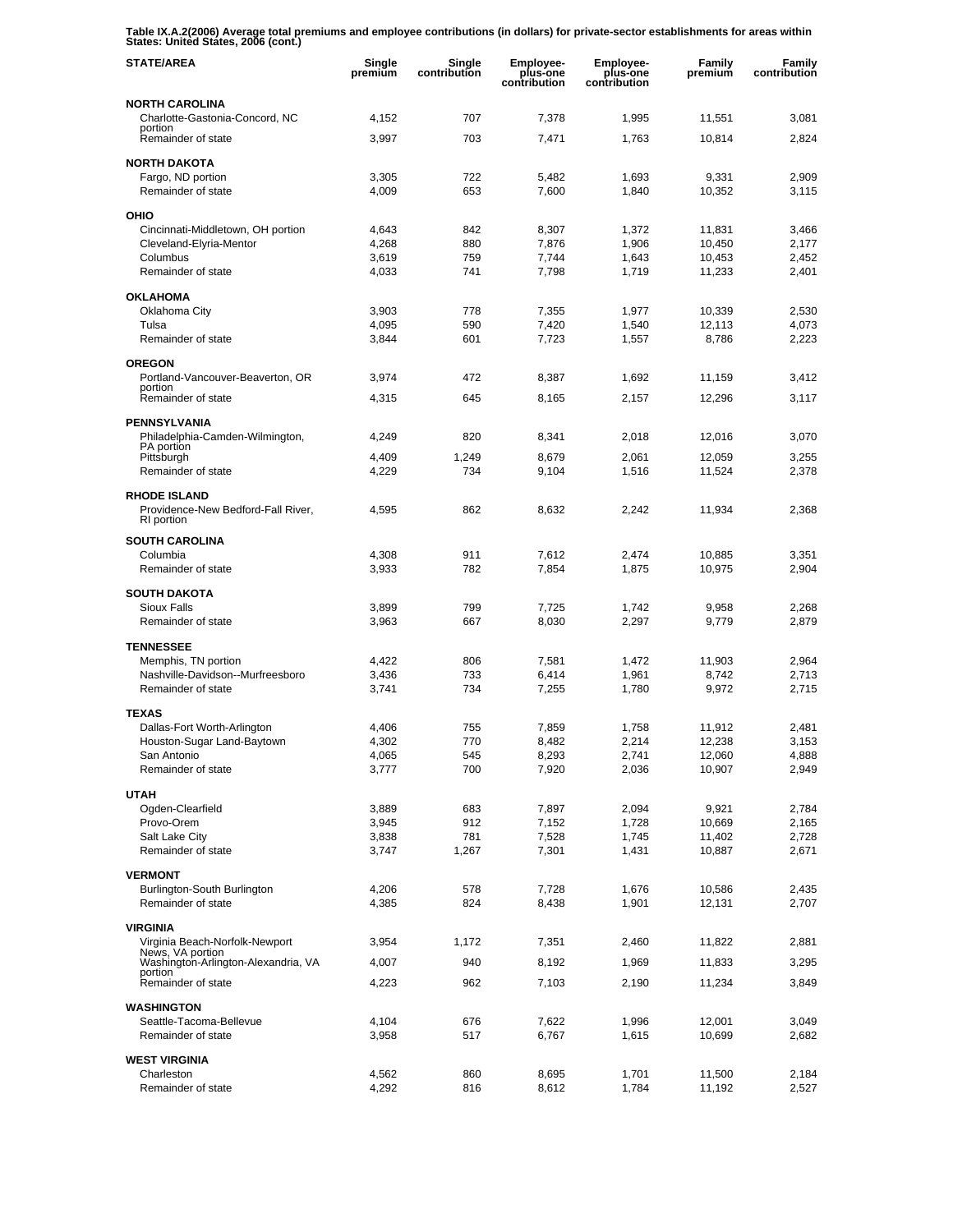**Table IX.A.2(2006) Average total premiums and employee contributions (in dollars) for private-sector establishments for areas within States: United States, 2006 (cont.)**

| STATE/AREA | Single premium | Single contribution | Employee-plus-one contribution | Employee-plus-one contribution | Family premium | Family contribution |
|---|---|---|---|---|---|---|
| **NORTH CAROLINA** | | | | | | |
| Charlotte-Gastonia-Concord, NC portion | 4,152 | 707 | 7,378 | 1,995 | 11,551 | 3,081 |
| Remainder of state | 3,997 | 703 | 7,471 | 1,763 | 10,814 | 2,824 |
| **NORTH DAKOTA** | | | | | | |
| Fargo, ND portion | 3,305 | 722 | 5,482 | 1,693 | 9,331 | 2,909 |
| Remainder of state | 4,009 | 653 | 7,600 | 1,840 | 10,352 | 3,115 |
| **OHIO** | | | | | | |
| Cincinnati-Middletown, OH portion | 4,643 | 842 | 8,307 | 1,372 | 11,831 | 3,466 |
| Cleveland-Elyria-Mentor | 4,268 | 880 | 7,876 | 1,906 | 10,450 | 2,177 |
| Columbus | 3,619 | 759 | 7,744 | 1,643 | 10,453 | 2,452 |
| Remainder of state | 4,033 | 741 | 7,798 | 1,719 | 11,233 | 2,401 |
| **OKLAHOMA** | | | | | | |
| Oklahoma City | 3,903 | 778 | 7,355 | 1,977 | 10,339 | 2,530 |
| Tulsa | 4,095 | 590 | 7,420 | 1,540 | 12,113 | 4,073 |
| Remainder of state | 3,844 | 601 | 7,723 | 1,557 | 8,786 | 2,223 |
| **OREGON** | | | | | | |
| Portland-Vancouver-Beaverton, OR portion | 3,974 | 472 | 8,387 | 1,692 | 11,159 | 3,412 |
| Remainder of state | 4,315 | 645 | 8,165 | 2,157 | 12,296 | 3,117 |
| **PENNSYLVANIA** | | | | | | |
| Philadelphia-Camden-Wilmington, PA portion | 4,249 | 820 | 8,341 | 2,018 | 12,016 | 3,070 |
| Pittsburgh | 4,409 | 1,249 | 8,679 | 2,061 | 12,059 | 3,255 |
| Remainder of state | 4,229 | 734 | 9,104 | 1,516 | 11,524 | 2,378 |
| **RHODE ISLAND** | | | | | | |
| Providence-New Bedford-Fall River, RI portion | 4,595 | 862 | 8,632 | 2,242 | 11,934 | 2,368 |
| **SOUTH CAROLINA** | | | | | | |
| Columbia | 4,308 | 911 | 7,612 | 2,474 | 10,885 | 3,351 |
| Remainder of state | 3,933 | 782 | 7,854 | 1,875 | 10,975 | 2,904 |
| **SOUTH DAKOTA** | | | | | | |
| Sioux Falls | 3,899 | 799 | 7,725 | 1,742 | 9,958 | 2,268 |
| Remainder of state | 3,963 | 667 | 8,030 | 2,297 | 9,779 | 2,879 |
| **TENNESSEE** | | | | | | |
| Memphis, TN portion | 4,422 | 806 | 7,581 | 1,472 | 11,903 | 2,964 |
| Nashville-Davidson--Murfreesboro | 3,436 | 733 | 6,414 | 1,961 | 8,742 | 2,713 |
| Remainder of state | 3,741 | 734 | 7,255 | 1,780 | 9,972 | 2,715 |
| **TEXAS** | | | | | | |
| Dallas-Fort Worth-Arlington | 4,406 | 755 | 7,859 | 1,758 | 11,912 | 2,481 |
| Houston-Sugar Land-Baytown | 4,302 | 770 | 8,482 | 2,214 | 12,238 | 3,153 |
| San Antonio | 4,065 | 545 | 8,293 | 2,741 | 12,060 | 4,888 |
| Remainder of state | 3,777 | 700 | 7,920 | 2,036 | 10,907 | 2,949 |
| **UTAH** | | | | | | |
| Ogden-Clearfield | 3,889 | 683 | 7,897 | 2,094 | 9,921 | 2,784 |
| Provo-Orem | 3,945 | 912 | 7,152 | 1,728 | 10,669 | 2,165 |
| Salt Lake City | 3,838 | 781 | 7,528 | 1,745 | 11,402 | 2,728 |
| Remainder of state | 3,747 | 1,267 | 7,301 | 1,431 | 10,887 | 2,671 |
| **VERMONT** | | | | | | |
| Burlington-South Burlington | 4,206 | 578 | 7,728 | 1,676 | 10,586 | 2,435 |
| Remainder of state | 4,385 | 824 | 8,438 | 1,901 | 12,131 | 2,707 |
| **VIRGINIA** | | | | | | |
| Virginia Beach-Norfolk-Newport News, VA portion | 3,954 | 1,172 | 7,351 | 2,460 | 11,822 | 2,881 |
| Washington-Arlington-Alexandria, VA portion | 4,007 | 940 | 8,192 | 1,969 | 11,833 | 3,295 |
| Remainder of state | 4,223 | 962 | 7,103 | 2,190 | 11,234 | 3,849 |
| **WASHINGTON** | | | | | | |
| Seattle-Tacoma-Bellevue | 4,104 | 676 | 7,622 | 1,996 | 12,001 | 3,049 |
| Remainder of state | 3,958 | 517 | 6,767 | 1,615 | 10,699 | 2,682 |
| **WEST VIRGINIA** | | | | | | |
| Charleston | 4,562 | 860 | 8,695 | 1,701 | 11,500 | 2,184 |
| Remainder of state | 4,292 | 816 | 8,612 | 1,784 | 11,192 | 2,527 |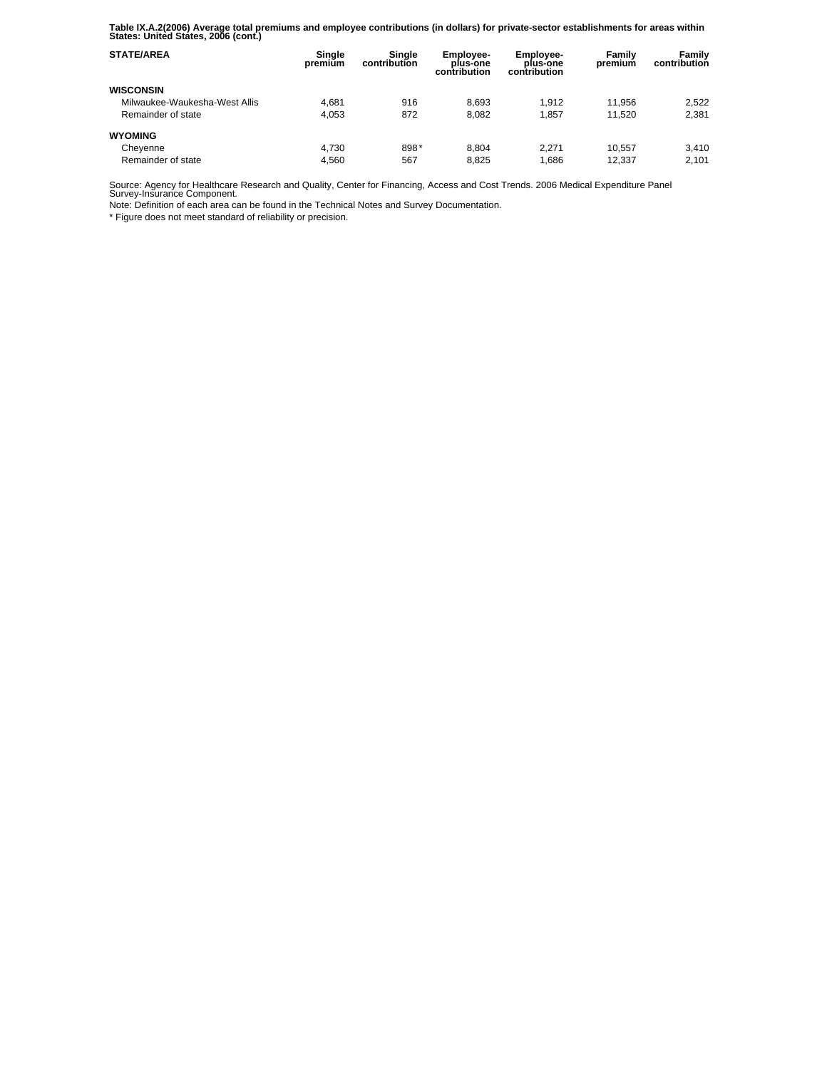**Table IX.A.2(2006) Average total premiums and employee contributions (in dollars) for private-sector establishments for areas within States: United States, 2006 (cont.)**

| STATE/AREA | Single premium | Single contribution | Employee-plus-one contribution | Employee-plus-one contribution | Family premium | Family contribution |
|---|---|---|---|---|---|---|
| **WISCONSIN** | | | | | | |
| Milwaukee-Waukesha-West Allis | 4,681 | 916 | 8,693 | 1,912 | 11,956 | 2,522 |
| Remainder of state | 4,053 | 872 | 8,082 | 1,857 | 11,520 | 2,381 |
| **WYOMING** | | | | | | |
| Cheyenne | 4,730 | 898* | 8,804 | 2,271 | 10,557 | 3,410 |
| Remainder of state | 4,560 | 567 | 8,825 | 1,686 | 12,337 | 2,101 |

Source: Agency for Healthcare Research and Quality, Center for Financing, Access and Cost Trends. 2006 Medical Expenditure Panel Survey-Insurance Component.

Note: Definition of each area can be found in the Technical Notes and Survey Documentation.

* Figure does not meet standard of reliability or precision.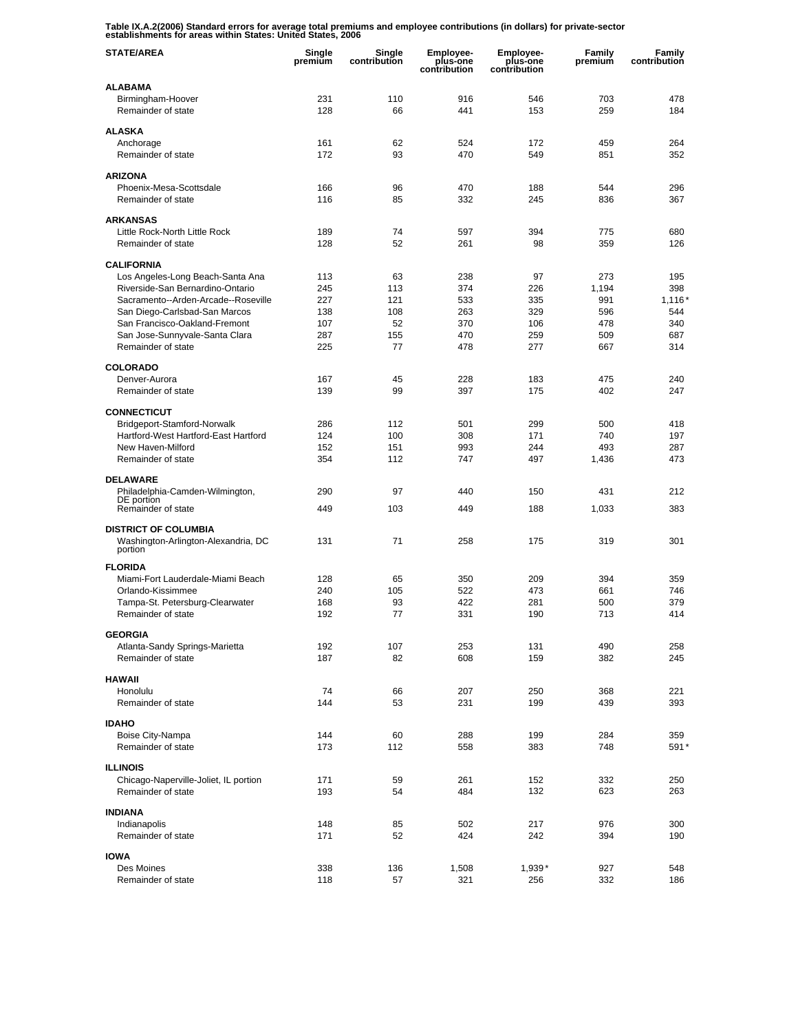**Table IX.A.2(2006) Standard errors for average total premiums and employee contributions (in dollars) for private-sector establishments for areas within States: United States, 2006**

| STATE/AREA | Single premium | Single contribution | Employee-plus-one contribution | Employee-plus-one contribution | Family premium | Family contribution |
|---|---|---|---|---|---|---|
| **ALABAMA** | | | | | | |
| Birmingham-Hoover | 231 | 110 | 916 | 546 | 703 | 478 |
| Remainder of state | 128 | 66 | 441 | 153 | 259 | 184 |
| **ALASKA** | | | | | | |
| Anchorage | 161 | 62 | 524 | 172 | 459 | 264 |
| Remainder of state | 172 | 93 | 470 | 549 | 851 | 352 |
| **ARIZONA** | | | | | | |
| Phoenix-Mesa-Scottsdale | 166 | 96 | 470 | 188 | 544 | 296 |
| Remainder of state | 116 | 85 | 332 | 245 | 836 | 367 |
| **ARKANSAS** | | | | | | |
| Little Rock-North Little Rock | 189 | 74 | 597 | 394 | 775 | 680 |
| Remainder of state | 128 | 52 | 261 | 98 | 359 | 126 |
| **CALIFORNIA** | | | | | | |
| Los Angeles-Long Beach-Santa Ana | 113 | 63 | 238 | 97 | 273 | 195 |
| Riverside-San Bernardino-Ontario | 245 | 113 | 374 | 226 | 1,194 | 398 |
| Sacramento--Arden-Arcade--Roseville | 227 | 121 | 533 | 335 | 991 | 1,116* |
| San Diego-Carlsbad-San Marcos | 138 | 108 | 263 | 329 | 596 | 544 |
| San Francisco-Oakland-Fremont | 107 | 52 | 370 | 106 | 478 | 340 |
| San Jose-Sunnyvale-Santa Clara | 287 | 155 | 470 | 259 | 509 | 687 |
| Remainder of state | 225 | 77 | 478 | 277 | 667 | 314 |
| **COLORADO** | | | | | | |
| Denver-Aurora | 167 | 45 | 228 | 183 | 475 | 240 |
| Remainder of state | 139 | 99 | 397 | 175 | 402 | 247 |
| **CONNECTICUT** | | | | | | |
| Bridgeport-Stamford-Norwalk | 286 | 112 | 501 | 299 | 500 | 418 |
| Hartford-West Hartford-East Hartford | 124 | 100 | 308 | 171 | 740 | 197 |
| New Haven-Milford | 152 | 151 | 993 | 244 | 493 | 287 |
| Remainder of state | 354 | 112 | 747 | 497 | 1,436 | 473 |
| **DELAWARE** | | | | | | |
| Philadelphia-Camden-Wilmington, DE portion | 290 | 97 | 440 | 150 | 431 | 212 |
| Remainder of state | 449 | 103 | 449 | 188 | 1,033 | 383 |
| **DISTRICT OF COLUMBIA** | | | | | | |
| Washington-Arlington-Alexandria, DC portion | 131 | 71 | 258 | 175 | 319 | 301 |
| **FLORIDA** | | | | | | |
| Miami-Fort Lauderdale-Miami Beach | 128 | 65 | 350 | 209 | 394 | 359 |
| Orlando-Kissimmee | 240 | 105 | 522 | 473 | 661 | 746 |
| Tampa-St. Petersburg-Clearwater | 168 | 93 | 422 | 281 | 500 | 379 |
| Remainder of state | 192 | 77 | 331 | 190 | 713 | 414 |
| **GEORGIA** | | | | | | |
| Atlanta-Sandy Springs-Marietta | 192 | 107 | 253 | 131 | 490 | 258 |
| Remainder of state | 187 | 82 | 608 | 159 | 382 | 245 |
| **HAWAII** | | | | | | |
| Honolulu | 74 | 66 | 207 | 250 | 368 | 221 |
| Remainder of state | 144 | 53 | 231 | 199 | 439 | 393 |
| **IDAHO** | | | | | | |
| Boise City-Nampa | 144 | 60 | 288 | 199 | 284 | 359 |
| Remainder of state | 173 | 112 | 558 | 383 | 748 | 591* |
| **ILLINOIS** | | | | | | |
| Chicago-Naperville-Joliet, IL portion | 171 | 59 | 261 | 152 | 332 | 250 |
| Remainder of state | 193 | 54 | 484 | 132 | 623 | 263 |
| **INDIANA** | | | | | | |
| Indianapolis | 148 | 85 | 502 | 217 | 976 | 300 |
| Remainder of state | 171 | 52 | 424 | 242 | 394 | 190 |
| **IOWA** | | | | | | |
| Des Moines | 338 | 136 | 1,508 | 1,939* | 927 | 548 |
| Remainder of state | 118 | 57 | 321 | 256 | 332 | 186 |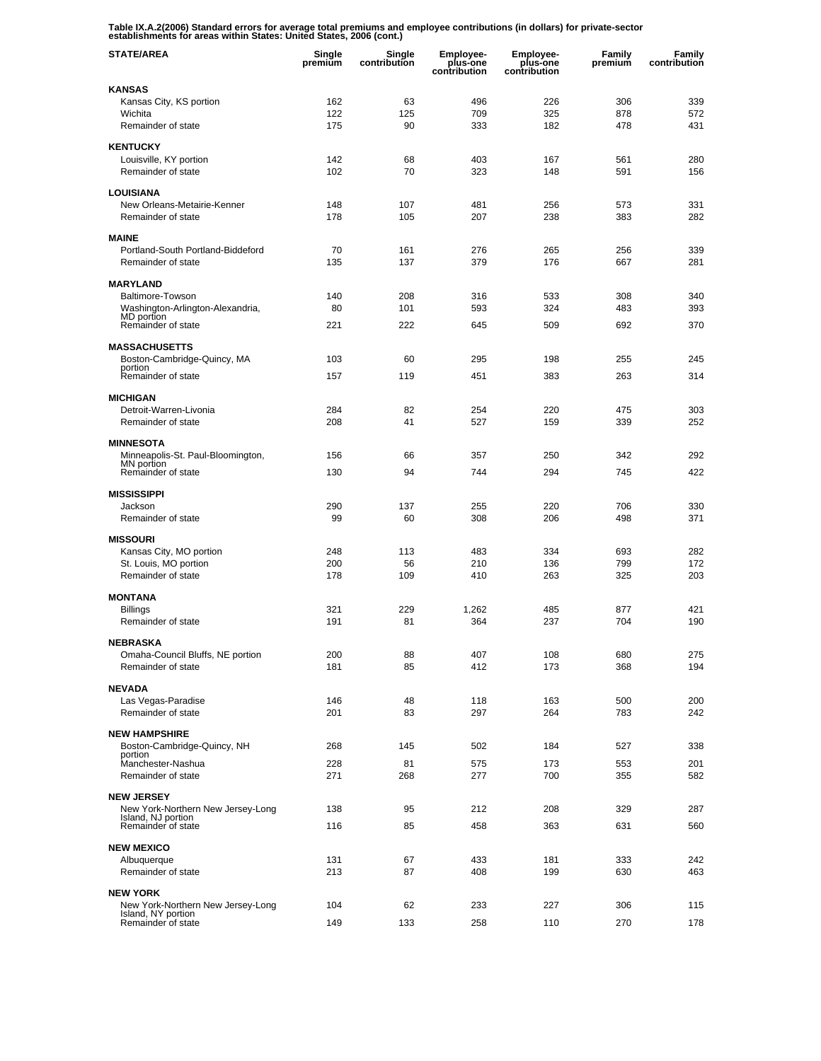**Table IX.A.2(2006) Standard errors for average total premiums and employee contributions (in dollars) for private-sector establishments for areas within States: United States, 2006 (cont.)**

| STATE/AREA | Single premium | Single contribution | Employee-plus-one contribution | Employee-plus-one contribution | Family premium | Family contribution |
|---|---|---|---|---|---|---|
| **KANSAS** | | | | | | |
| Kansas City, KS portion | 162 | 63 | 496 | 226 | 306 | 339 |
| Wichita | 122 | 125 | 709 | 325 | 878 | 572 |
| Remainder of state | 175 | 90 | 333 | 182 | 478 | 431 |
| **KENTUCKY** | | | | | | |
| Louisville, KY portion | 142 | 68 | 403 | 167 | 561 | 280 |
| Remainder of state | 102 | 70 | 323 | 148 | 591 | 156 |
| **LOUISIANA** | | | | | | |
| New Orleans-Metairie-Kenner | 148 | 107 | 481 | 256 | 573 | 331 |
| Remainder of state | 178 | 105 | 207 | 238 | 383 | 282 |
| **MAINE** | | | | | | |
| Portland-South Portland-Biddeford | 70 | 161 | 276 | 265 | 256 | 339 |
| Remainder of state | 135 | 137 | 379 | 176 | 667 | 281 |
| **MARYLAND** | | | | | | |
| Baltimore-Towson | 140 | 208 | 316 | 533 | 308 | 340 |
| Washington-Arlington-Alexandria, MD portion | 80 | 101 | 593 | 324 | 483 | 393 |
| Remainder of state | 221 | 222 | 645 | 509 | 692 | 370 |
| **MASSACHUSETTS** | | | | | | |
| Boston-Cambridge-Quincy, MA portion | 103 | 60 | 295 | 198 | 255 | 245 |
| Remainder of state | 157 | 119 | 451 | 383 | 263 | 314 |
| **MICHIGAN** | | | | | | |
| Detroit-Warren-Livonia | 284 | 82 | 254 | 220 | 475 | 303 |
| Remainder of state | 208 | 41 | 527 | 159 | 339 | 252 |
| **MINNESOTA** | | | | | | |
| Minneapolis-St. Paul-Bloomington, MN portion | 156 | 66 | 357 | 250 | 342 | 292 |
| Remainder of state | 130 | 94 | 744 | 294 | 745 | 422 |
| **MISSISSIPPI** | | | | | | |
| Jackson | 290 | 137 | 255 | 220 | 706 | 330 |
| Remainder of state | 99 | 60 | 308 | 206 | 498 | 371 |
| **MISSOURI** | | | | | | |
| Kansas City, MO portion | 248 | 113 | 483 | 334 | 693 | 282 |
| St. Louis, MO portion | 200 | 56 | 210 | 136 | 799 | 172 |
| Remainder of state | 178 | 109 | 410 | 263 | 325 | 203 |
| **MONTANA** | | | | | | |
| Billings | 321 | 229 | 1,262 | 485 | 877 | 421 |
| Remainder of state | 191 | 81 | 364 | 237 | 704 | 190 |
| **NEBRASKA** | | | | | | |
| Omaha-Council Bluffs, NE portion | 200 | 88 | 407 | 108 | 680 | 275 |
| Remainder of state | 181 | 85 | 412 | 173 | 368 | 194 |
| **NEVADA** | | | | | | |
| Las Vegas-Paradise | 146 | 48 | 118 | 163 | 500 | 200 |
| Remainder of state | 201 | 83 | 297 | 264 | 783 | 242 |
| **NEW HAMPSHIRE** | | | | | | |
| Boston-Cambridge-Quincy, NH portion | 268 | 145 | 502 | 184 | 527 | 338 |
| Manchester-Nashua | 228 | 81 | 575 | 173 | 553 | 201 |
| Remainder of state | 271 | 268 | 277 | 700 | 355 | 582 |
| **NEW JERSEY** | | | | | | |
| New York-Northern New Jersey-Long Island, NJ portion | 138 | 95 | 212 | 208 | 329 | 287 |
| Remainder of state | 116 | 85 | 458 | 363 | 631 | 560 |
| **NEW MEXICO** | | | | | | |
| Albuquerque | 131 | 67 | 433 | 181 | 333 | 242 |
| Remainder of state | 213 | 87 | 408 | 199 | 630 | 463 |
| **NEW YORK** | | | | | | |
| New York-Northern New Jersey-Long Island, NY portion | 104 | 62 | 233 | 227 | 306 | 115 |
| Remainder of state | 149 | 133 | 258 | 110 | 270 | 178 |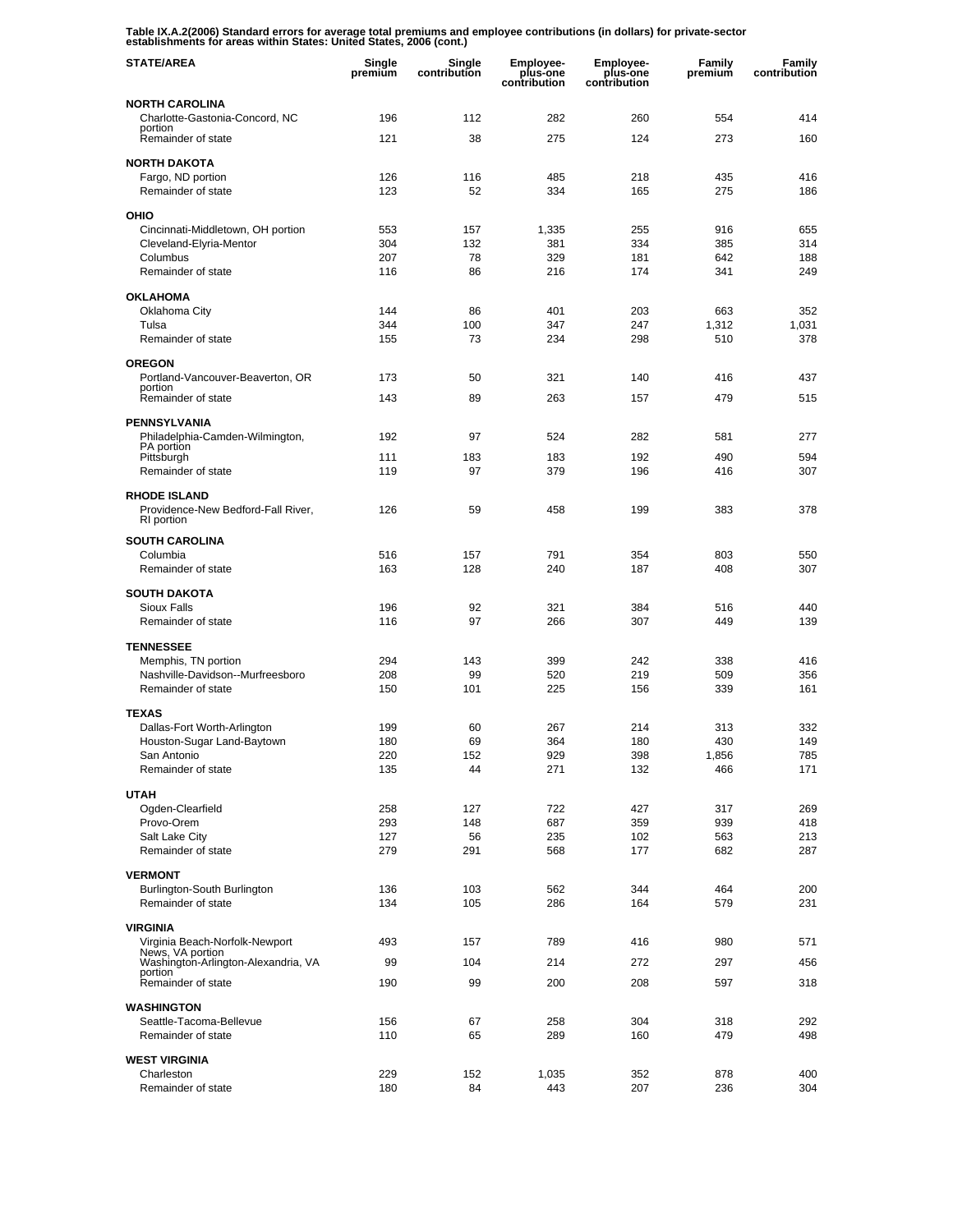Table IX.A.2(2006) Standard errors for average total premiums and employee contributions (in dollars) for private-sector establishments for areas within States: United States, 2006 (cont.)

| STATE/AREA | Single premium | Single contribution | Employee-plus-one contribution | Employee-plus-one contribution | Family premium | Family contribution |
|---|---|---|---|---|---|---|
| **NORTH CAROLINA** | | | | | | |
| Charlotte-Gastonia-Concord, NC portion | 196 | 112 | 282 | 260 | 554 | 414 |
| Remainder of state | 121 | 38 | 275 | 124 | 273 | 160 |
| **NORTH DAKOTA** | | | | | | |
| Fargo, ND portion | 126 | 116 | 485 | 218 | 435 | 416 |
| Remainder of state | 123 | 52 | 334 | 165 | 275 | 186 |
| **OHIO** | | | | | | |
| Cincinnati-Middletown, OH portion | 553 | 157 | 1,335 | 255 | 916 | 655 |
| Cleveland-Elyria-Mentor | 304 | 132 | 381 | 334 | 385 | 314 |
| Columbus | 207 | 78 | 329 | 181 | 642 | 188 |
| Remainder of state | 116 | 86 | 216 | 174 | 341 | 249 |
| **OKLAHOMA** | | | | | | |
| Oklahoma City | 144 | 86 | 401 | 203 | 663 | 352 |
| Tulsa | 344 | 100 | 347 | 247 | 1,312 | 1,031 |
| Remainder of state | 155 | 73 | 234 | 298 | 510 | 378 |
| **OREGON** | | | | | | |
| Portland-Vancouver-Beaverton, OR portion | 173 | 50 | 321 | 140 | 416 | 437 |
| Remainder of state | 143 | 89 | 263 | 157 | 479 | 515 |
| **PENNSYLVANIA** | | | | | | |
| Philadelphia-Camden-Wilmington, PA portion | 192 | 97 | 524 | 282 | 581 | 277 |
| Pittsburgh | 111 | 183 | 183 | 192 | 490 | 594 |
| Remainder of state | 119 | 97 | 379 | 196 | 416 | 307 |
| **RHODE ISLAND** | | | | | | |
| Providence-New Bedford-Fall River, RI portion | 126 | 59 | 458 | 199 | 383 | 378 |
| **SOUTH CAROLINA** | | | | | | |
| Columbia | 516 | 157 | 791 | 354 | 803 | 550 |
| Remainder of state | 163 | 128 | 240 | 187 | 408 | 307 |
| **SOUTH DAKOTA** | | | | | | |
| Sioux Falls | 196 | 92 | 321 | 384 | 516 | 440 |
| Remainder of state | 116 | 97 | 266 | 307 | 449 | 139 |
| **TENNESSEE** | | | | | | |
| Memphis, TN portion | 294 | 143 | 399 | 242 | 338 | 416 |
| Nashville-Davidson--Murfreesboro | 208 | 99 | 520 | 219 | 509 | 356 |
| Remainder of state | 150 | 101 | 225 | 156 | 339 | 161 |
| **TEXAS** | | | | | | |
| Dallas-Fort Worth-Arlington | 199 | 60 | 267 | 214 | 313 | 332 |
| Houston-Sugar Land-Baytown | 180 | 69 | 364 | 180 | 430 | 149 |
| San Antonio | 220 | 152 | 929 | 398 | 1,856 | 785 |
| Remainder of state | 135 | 44 | 271 | 132 | 466 | 171 |
| **UTAH** | | | | | | |
| Ogden-Clearfield | 258 | 127 | 722 | 427 | 317 | 269 |
| Provo-Orem | 293 | 148 | 687 | 359 | 939 | 418 |
| Salt Lake City | 127 | 56 | 235 | 102 | 563 | 213 |
| Remainder of state | 279 | 291 | 568 | 177 | 682 | 287 |
| **VERMONT** | | | | | | |
| Burlington-South Burlington | 136 | 103 | 562 | 344 | 464 | 200 |
| Remainder of state | 134 | 105 | 286 | 164 | 579 | 231 |
| **VIRGINIA** | | | | | | |
| Virginia Beach-Norfolk-Newport News, VA portion | 493 | 157 | 789 | 416 | 980 | 571 |
| Washington-Arlington-Alexandria, VA portion | 99 | 104 | 214 | 272 | 297 | 456 |
| Remainder of state | 190 | 99 | 200 | 208 | 597 | 318 |
| **WASHINGTON** | | | | | | |
| Seattle-Tacoma-Bellevue | 156 | 67 | 258 | 304 | 318 | 292 |
| Remainder of state | 110 | 65 | 289 | 160 | 479 | 498 |
| **WEST VIRGINIA** | | | | | | |
| Charleston | 229 | 152 | 1,035 | 352 | 878 | 400 |
| Remainder of state | 180 | 84 | 443 | 207 | 236 | 304 |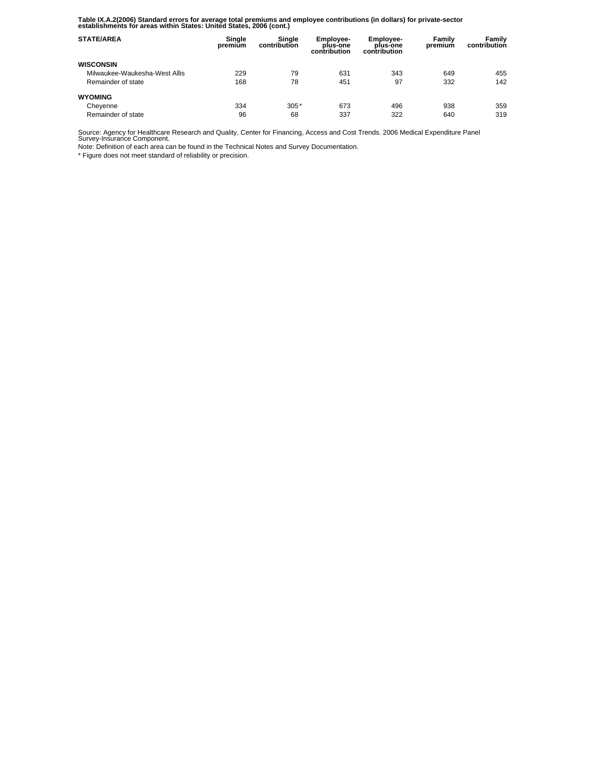**Table IX.A.2(2006) Standard errors for average total premiums and employee contributions (in dollars) for private-sector establishments for areas within States: United States, 2006 (cont.)**

| STATE/AREA | Single premium | Single contribution | Employee-plus-one contribution | Employee-plus-one contribution | Family premium | Family contribution |
|---|---|---|---|---|---|---|
| **WISCONSIN** | | | | | | |
| Milwaukee-Waukesha-West Allis | 229 | 79 | 631 | 343 | 649 | 455 |
| Remainder of state | 168 | 78 | 451 | 97 | 332 | 142 |
| **WYOMING** | | | | | | |
| Cheyenne | 334 | 305* | 673 | 496 | 938 | 359 |
| Remainder of state | 96 | 68 | 337 | 322 | 640 | 319 |

Source: Agency for Healthcare Research and Quality, Center for Financing, Access and Cost Trends. 2006 Medical Expenditure Panel Survey-Insurance Component.

Note: Definition of each area can be found in the Technical Notes and Survey Documentation.

* Figure does not meet standard of reliability or precision.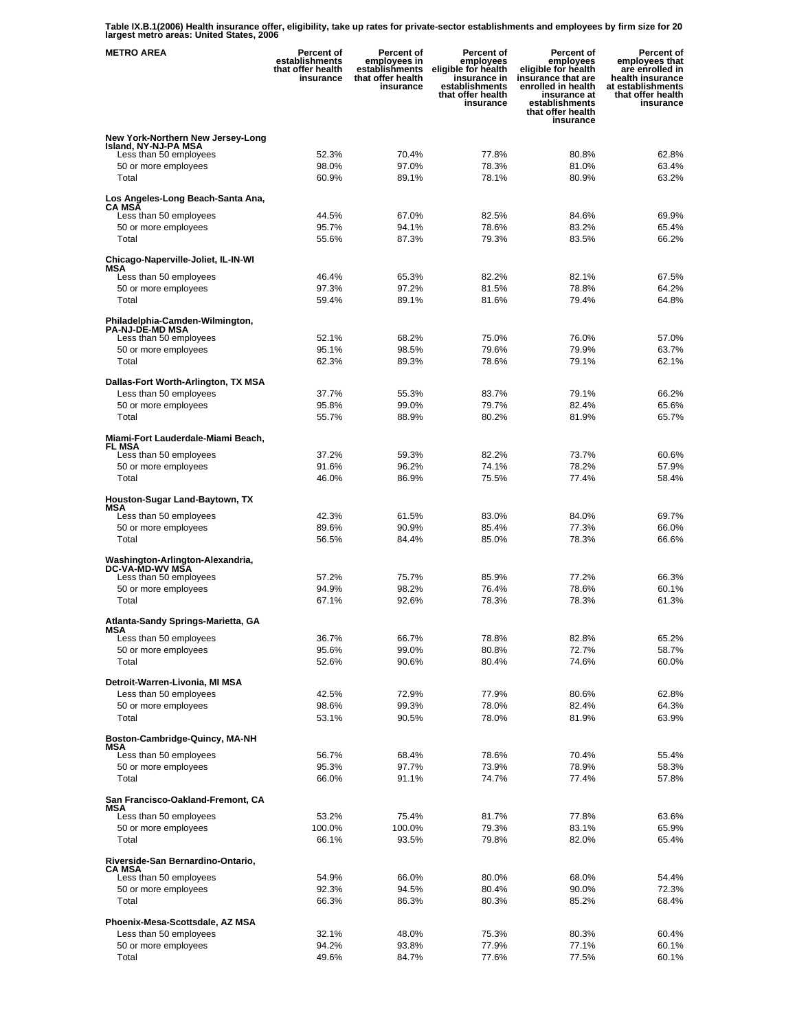**Table IX.B.1(2006) Health insurance offer, eligibility, take up rates for private-sector establishments and employees by firm size for 20 largest metro areas: United States, 2006**

| METRO AREA | Percent of establishments that offer health insurance | Percent of employees in establishments that offer health insurance | Percent of employees eligible for health insurance in establishments that offer health insurance | Percent of employees eligible for health insurance that are enrolled in health insurance at establishments that offer health insurance | Percent of employees that are enrolled in health insurance at establishments that offer health insurance |
|---|---|---|---|---|---|
| **New York-Northern New Jersey-Long Island, NY-NJ-PA MSA** | | | | | |
| Less than 50 employees | 52.3% | 70.4% | 77.8% | 80.8% | 62.8% |
| 50 or more employees | 98.0% | 97.0% | 78.3% | 81.0% | 63.4% |
| Total | 60.9% | 89.1% | 78.1% | 80.9% | 63.2% |
| **Los Angeles-Long Beach-Santa Ana, CA MSA** | | | | | |
| Less than 50 employees | 44.5% | 67.0% | 82.5% | 84.6% | 69.9% |
| 50 or more employees | 95.7% | 94.1% | 78.6% | 83.2% | 65.4% |
| Total | 55.6% | 87.3% | 79.3% | 83.5% | 66.2% |
| **Chicago-Naperville-Joliet, IL-IN-WI MSA** | | | | | |
| Less than 50 employees | 46.4% | 65.3% | 82.2% | 82.1% | 67.5% |
| 50 or more employees | 97.3% | 97.2% | 81.5% | 78.8% | 64.2% |
| Total | 59.4% | 89.1% | 81.6% | 79.4% | 64.8% |
| **Philadelphia-Camden-Wilmington, PA-NJ-DE-MD MSA** | | | | | |
| Less than 50 employees | 52.1% | 68.2% | 75.0% | 76.0% | 57.0% |
| 50 or more employees | 95.1% | 98.5% | 79.6% | 79.9% | 63.7% |
| Total | 62.3% | 89.3% | 78.6% | 79.1% | 62.1% |
| **Dallas-Fort Worth-Arlington, TX MSA** | | | | | |
| Less than 50 employees | 37.7% | 55.3% | 83.7% | 79.1% | 66.2% |
| 50 or more employees | 95.8% | 99.0% | 79.7% | 82.4% | 65.6% |
| Total | 55.7% | 88.9% | 80.2% | 81.9% | 65.7% |
| **Miami-Fort Lauderdale-Miami Beach, FL MSA** | | | | | |
| Less than 50 employees | 37.2% | 59.3% | 82.2% | 73.7% | 60.6% |
| 50 or more employees | 91.6% | 96.2% | 74.1% | 78.2% | 57.9% |
| Total | 46.0% | 86.9% | 75.5% | 77.4% | 58.4% |
| **Houston-Sugar Land-Baytown, TX MSA** | | | | | |
| Less than 50 employees | 42.3% | 61.5% | 83.0% | 84.0% | 69.7% |
| 50 or more employees | 89.6% | 90.9% | 85.4% | 77.3% | 66.0% |
| Total | 56.5% | 84.4% | 85.0% | 78.3% | 66.6% |
| **Washington-Arlington-Alexandria, DC-VA-MD-WV MSA** | | | | | |
| Less than 50 employees | 57.2% | 75.7% | 85.9% | 77.2% | 66.3% |
| 50 or more employees | 94.9% | 98.2% | 76.4% | 78.6% | 60.1% |
| Total | 67.1% | 92.6% | 78.3% | 78.3% | 61.3% |
| **Atlanta-Sandy Springs-Marietta, GA MSA** | | | | | |
| Less than 50 employees | 36.7% | 66.7% | 78.8% | 82.8% | 65.2% |
| 50 or more employees | 95.6% | 99.0% | 80.8% | 72.7% | 58.7% |
| Total | 52.6% | 90.6% | 80.4% | 74.6% | 60.0% |
| **Detroit-Warren-Livonia, MI MSA** | | | | | |
| Less than 50 employees | 42.5% | 72.9% | 77.9% | 80.6% | 62.8% |
| 50 or more employees | 98.6% | 99.3% | 78.0% | 82.4% | 64.3% |
| Total | 53.1% | 90.5% | 78.0% | 81.9% | 63.9% |
| **Boston-Cambridge-Quincy, MA-NH MSA** | | | | | |
| Less than 50 employees | 56.7% | 68.4% | 78.6% | 70.4% | 55.4% |
| 50 or more employees | 95.3% | 97.7% | 73.9% | 78.9% | 58.3% |
| Total | 66.0% | 91.1% | 74.7% | 77.4% | 57.8% |
| **San Francisco-Oakland-Fremont, CA MSA** | | | | | |
| Less than 50 employees | 53.2% | 75.4% | 81.7% | 77.8% | 63.6% |
| 50 or more employees | 100.0% | 100.0% | 79.3% | 83.1% | 65.9% |
| Total | 66.1% | 93.5% | 79.8% | 82.0% | 65.4% |
| **Riverside-San Bernardino-Ontario, CA MSA** | | | | | |
| Less than 50 employees | 54.9% | 66.0% | 80.0% | 68.0% | 54.4% |
| 50 or more employees | 92.3% | 94.5% | 80.4% | 90.0% | 72.3% |
| Total | 66.3% | 86.3% | 80.3% | 85.2% | 68.4% |
| **Phoenix-Mesa-Scottsdale, AZ MSA** | | | | | |
| Less than 50 employees | 32.1% | 48.0% | 75.3% | 80.3% | 60.4% |
| 50 or more employees | 94.2% | 93.8% | 77.9% | 77.1% | 60.1% |
| Total | 49.6% | 84.7% | 77.6% | 77.5% | 60.1% |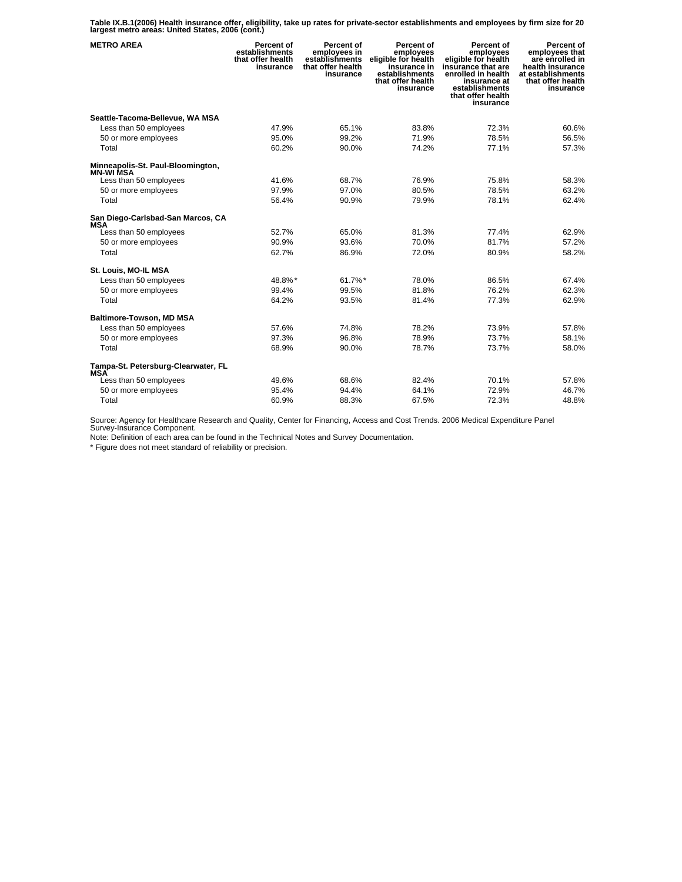**Table IX.B.1(2006) Health insurance offer, eligibility, take up rates for private-sector establishments and employees by firm size for 20 largest metro areas: United States, 2006 (cont.)**

| METRO AREA | Percent of establishments that offer health insurance | Percent of employees in establishments that offer health insurance | Percent of employees eligible for health insurance in establishments that offer health insurance | Percent of employees eligible for health insurance that are enrolled in health insurance at establishments that offer health insurance | Percent of employees that are enrolled in health insurance at establishments that offer health insurance |
|---|---|---|---|---|---|
| **Seattle-Tacoma-Bellevue, WA MSA** | | | | | |
| Less than 50 employees | 47.9% | 65.1% | 83.8% | 72.3% | 60.6% |
| 50 or more employees | 95.0% | 99.2% | 71.9% | 78.5% | 56.5% |
| Total | 60.2% | 90.0% | 74.2% | 77.1% | 57.3% |
| **Minneapolis-St. Paul-Bloomington, MN-WI MSA** | | | | | |
| Less than 50 employees | 41.6% | 68.7% | 76.9% | 75.8% | 58.3% |
| 50 or more employees | 97.9% | 97.0% | 80.5% | 78.5% | 63.2% |
| Total | 56.4% | 90.9% | 79.9% | 78.1% | 62.4% |
| **San Diego-Carlsbad-San Marcos, CA MSA** | | | | | |
| Less than 50 employees | 52.7% | 65.0% | 81.3% | 77.4% | 62.9% |
| 50 or more employees | 90.9% | 93.6% | 70.0% | 81.7% | 57.2% |
| Total | 62.7% | 86.9% | 72.0% | 80.9% | 58.2% |
| **St. Louis, MO-IL MSA** | | | | | |
| Less than 50 employees | 48.8%* | 61.7%* | 78.0% | 86.5% | 67.4% |
| 50 or more employees | 99.4% | 99.5% | 81.8% | 76.2% | 62.3% |
| Total | 64.2% | 93.5% | 81.4% | 77.3% | 62.9% |
| **Baltimore-Towson, MD MSA** | | | | | |
| Less than 50 employees | 57.6% | 74.8% | 78.2% | 73.9% | 57.8% |
| 50 or more employees | 97.3% | 96.8% | 78.9% | 73.7% | 58.1% |
| Total | 68.9% | 90.0% | 78.7% | 73.7% | 58.0% |
| **Tampa-St. Petersburg-Clearwater, FL MSA** | | | | | |
| Less than 50 employees | 49.6% | 68.6% | 82.4% | 70.1% | 57.8% |
| 50 or more employees | 95.4% | 94.4% | 64.1% | 72.9% | 46.7% |
| Total | 60.9% | 88.3% | 67.5% | 72.3% | 48.8% |

Source: Agency for Healthcare Research and Quality, Center for Financing, Access and Cost Trends. 2006 Medical Expenditure Panel Survey-Insurance Component.

Note: Definition of each area can be found in the Technical Notes and Survey Documentation.

* Figure does not meet standard of reliability or precision.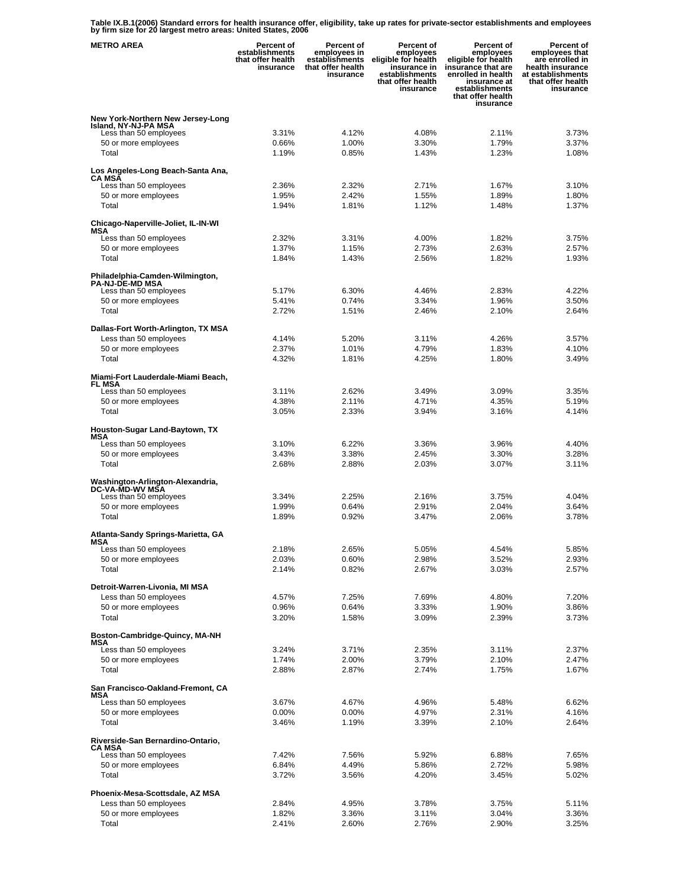**Table IX.B.1(2006) Standard errors for health insurance offer, eligibility, take up rates for private-sector establishments and employees by firm size for 20 largest metro areas: United States, 2006**

| METRO AREA | Percent of establishments that offer health insurance | Percent of employees in establishments that offer health insurance | Percent of employees eligible for health insurance in establishments that offer health insurance | Percent of employees eligible for health insurance that are enrolled in health insurance at establishments that offer health insurance | Percent of employees that are enrolled in health insurance at establishments that offer health insurance |
|---|---|---|---|---|---|
| **New York-Northern New Jersey-Long Island, NY-NJ-PA MSA** | | | | | |
| Less than 50 employees | 3.31% | 4.12% | 4.08% | 2.11% | 3.73% |
| 50 or more employees | 0.66% | 1.00% | 3.30% | 1.79% | 3.37% |
| Total | 1.19% | 0.85% | 1.43% | 1.23% | 1.08% |
| **Los Angeles-Long Beach-Santa Ana, CA MSA** | | | | | |
| Less than 50 employees | 2.36% | 2.32% | 2.71% | 1.67% | 3.10% |
| 50 or more employees | 1.95% | 2.42% | 1.55% | 1.89% | 1.80% |
| Total | 1.94% | 1.81% | 1.12% | 1.48% | 1.37% |
| **Chicago-Naperville-Joliet, IL-IN-WI MSA** | | | | | |
| Less than 50 employees | 2.32% | 3.31% | 4.00% | 1.82% | 3.75% |
| 50 or more employees | 1.37% | 1.15% | 2.73% | 2.63% | 2.57% |
| Total | 1.84% | 1.43% | 2.56% | 1.82% | 1.93% |
| **Philadelphia-Camden-Wilmington, PA-NJ-DE-MD MSA** | | | | | |
| Less than 50 employees | 5.17% | 6.30% | 4.46% | 2.83% | 4.22% |
| 50 or more employees | 5.41% | 0.74% | 3.34% | 1.96% | 3.50% |
| Total | 2.72% | 1.51% | 2.46% | 2.10% | 2.64% |
| **Dallas-Fort Worth-Arlington, TX MSA** | | | | | |
| Less than 50 employees | 4.14% | 5.20% | 3.11% | 4.26% | 3.57% |
| 50 or more employees | 2.37% | 1.01% | 4.79% | 1.83% | 4.10% |
| Total | 4.32% | 1.81% | 4.25% | 1.80% | 3.49% |
| **Miami-Fort Lauderdale-Miami Beach, FL MSA** | | | | | |
| Less than 50 employees | 3.11% | 2.62% | 3.49% | 3.09% | 3.35% |
| 50 or more employees | 4.38% | 2.11% | 4.71% | 4.35% | 5.19% |
| Total | 3.05% | 2.33% | 3.94% | 3.16% | 4.14% |
| **Houston-Sugar Land-Baytown, TX MSA** | | | | | |
| Less than 50 employees | 3.10% | 6.22% | 3.36% | 3.96% | 4.40% |
| 50 or more employees | 3.43% | 3.38% | 2.45% | 3.30% | 3.28% |
| Total | 2.68% | 2.88% | 2.03% | 3.07% | 3.11% |
| **Washington-Arlington-Alexandria, DC-VA-MD-WV MSA** | | | | | |
| Less than 50 employees | 3.34% | 2.25% | 2.16% | 3.75% | 4.04% |
| 50 or more employees | 1.99% | 0.64% | 2.91% | 2.04% | 3.64% |
| Total | 1.89% | 0.92% | 3.47% | 2.06% | 3.78% |
| **Atlanta-Sandy Springs-Marietta, GA MSA** | | | | | |
| Less than 50 employees | 2.18% | 2.65% | 5.05% | 4.54% | 5.85% |
| 50 or more employees | 2.03% | 0.60% | 2.98% | 3.52% | 2.93% |
| Total | 2.14% | 0.82% | 2.67% | 3.03% | 2.57% |
| **Detroit-Warren-Livonia, MI MSA** | | | | | |
| Less than 50 employees | 4.57% | 7.25% | 7.69% | 4.80% | 7.20% |
| 50 or more employees | 0.96% | 0.64% | 3.33% | 1.90% | 3.86% |
| Total | 3.20% | 1.58% | 3.09% | 2.39% | 3.73% |
| **Boston-Cambridge-Quincy, MA-NH MSA** | | | | | |
| Less than 50 employees | 3.24% | 3.71% | 2.35% | 3.11% | 2.37% |
| 50 or more employees | 1.74% | 2.00% | 3.79% | 2.10% | 2.47% |
| Total | 2.88% | 2.87% | 2.74% | 1.75% | 1.67% |
| **San Francisco-Oakland-Fremont, CA MSA** | | | | | |
| Less than 50 employees | 3.67% | 4.67% | 4.96% | 5.48% | 6.62% |
| 50 or more employees | 0.00% | 0.00% | 4.97% | 2.31% | 4.16% |
| Total | 3.46% | 1.19% | 3.39% | 2.10% | 2.64% |
| **Riverside-San Bernardino-Ontario, CA MSA** | | | | | |
| Less than 50 employees | 7.42% | 7.56% | 5.92% | 6.88% | 7.65% |
| 50 or more employees | 6.84% | 4.49% | 5.86% | 2.72% | 5.98% |
| Total | 3.72% | 3.56% | 4.20% | 3.45% | 5.02% |
| **Phoenix-Mesa-Scottsdale, AZ MSA** | | | | | |
| Less than 50 employees | 2.84% | 4.95% | 3.78% | 3.75% | 5.11% |
| 50 or more employees | 1.82% | 3.36% | 3.11% | 3.04% | 3.36% |
| Total | 2.41% | 2.60% | 2.76% | 2.90% | 3.25% |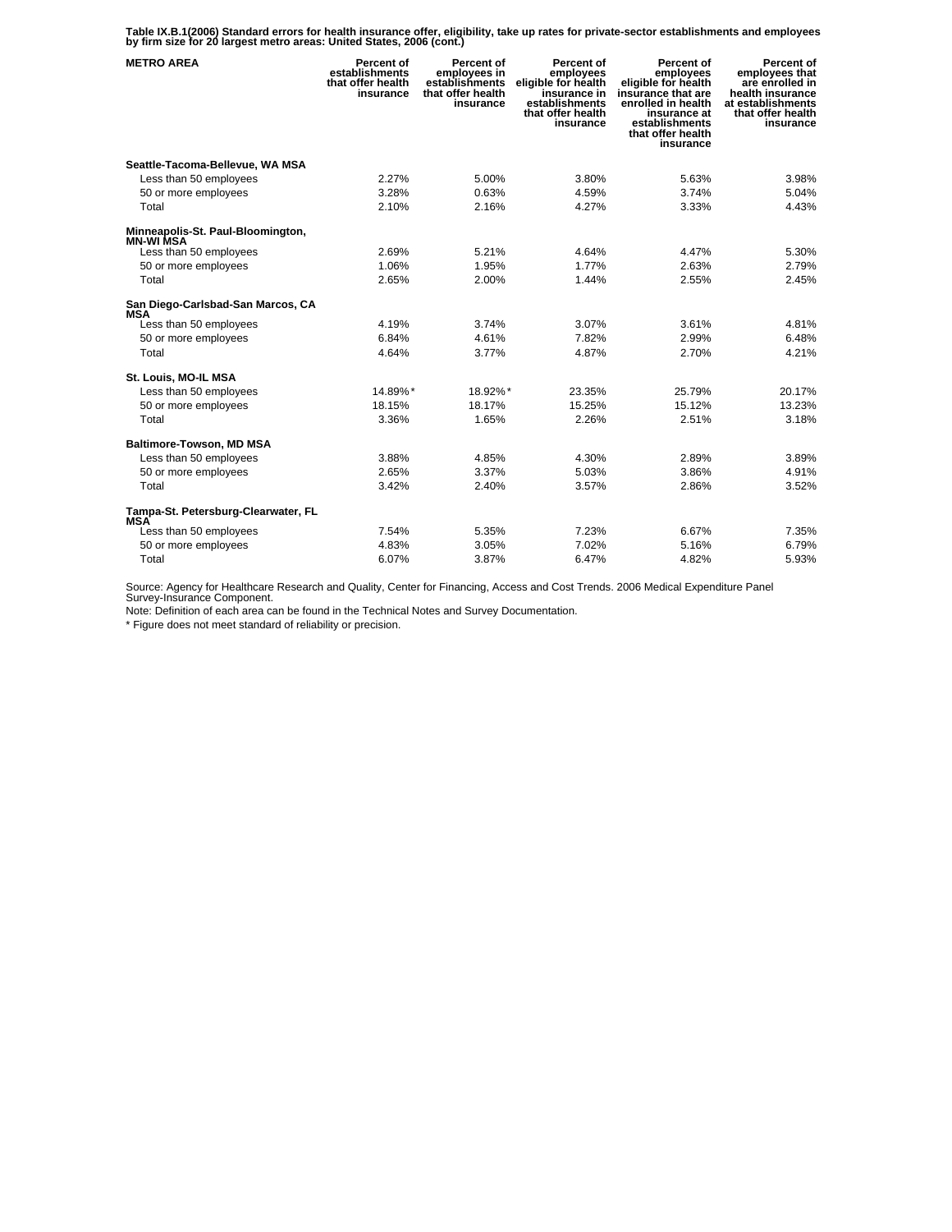**Table IX.B.1(2006) Standard errors for health insurance offer, eligibility, take up rates for private-sector establishments and employees by firm size for 20 largest metro areas: United States, 2006 (cont.)**

| METRO AREA | Percent of establishments that offer health insurance | Percent of employees in establishments that offer health insurance | Percent of employees eligible for health insurance in establishments that offer health insurance | Percent of employees eligible for health insurance that are enrolled in health insurance at establishments that offer health insurance | Percent of employees that are enrolled in health insurance at establishments that offer health insurance |
|---|---|---|---|---|---|
| **Seattle-Tacoma-Bellevue, WA MSA** | | | | | |
| Less than 50 employees | 2.27% | 5.00% | 3.80% | 5.63% | 3.98% |
| 50 or more employees | 3.28% | 0.63% | 4.59% | 3.74% | 5.04% |
| Total | 2.10% | 2.16% | 4.27% | 3.33% | 4.43% |
| **Minneapolis-St. Paul-Bloomington, MN-WI MSA** | | | | | |
| Less than 50 employees | 2.69% | 5.21% | 4.64% | 4.47% | 5.30% |
| 50 or more employees | 1.06% | 1.95% | 1.77% | 2.63% | 2.79% |
| Total | 2.65% | 2.00% | 1.44% | 2.55% | 2.45% |
| **San Diego-Carlsbad-San Marcos, CA MSA** | | | | | |
| Less than 50 employees | 4.19% | 3.74% | 3.07% | 3.61% | 4.81% |
| 50 or more employees | 6.84% | 4.61% | 7.82% | 2.99% | 6.48% |
| Total | 4.64% | 3.77% | 4.87% | 2.70% | 4.21% |
| **St. Louis, MO-IL MSA** | | | | | |
| Less than 50 employees | 14.89%* | 18.92%* | 23.35% | 25.79% | 20.17% |
| 50 or more employees | 18.15% | 18.17% | 15.25% | 15.12% | 13.23% |
| Total | 3.36% | 1.65% | 2.26% | 2.51% | 3.18% |
| **Baltimore-Towson, MD MSA** | | | | | |
| Less than 50 employees | 3.88% | 4.85% | 4.30% | 2.89% | 3.89% |
| 50 or more employees | 2.65% | 3.37% | 5.03% | 3.86% | 4.91% |
| Total | 3.42% | 2.40% | 3.57% | 2.86% | 3.52% |
| **Tampa-St. Petersburg-Clearwater, FL MSA** | | | | | |
| Less than 50 employees | 7.54% | 5.35% | 7.23% | 6.67% | 7.35% |
| 50 or more employees | 4.83% | 3.05% | 7.02% | 5.16% | 6.79% |
| Total | 6.07% | 3.87% | 6.47% | 4.82% | 5.93% |

Source: Agency for Healthcare Research and Quality, Center for Financing, Access and Cost Trends. 2006 Medical Expenditure Panel Survey-Insurance Component.

Note: Definition of each area can be found in the Technical Notes and Survey Documentation.

* Figure does not meet standard of reliability or precision.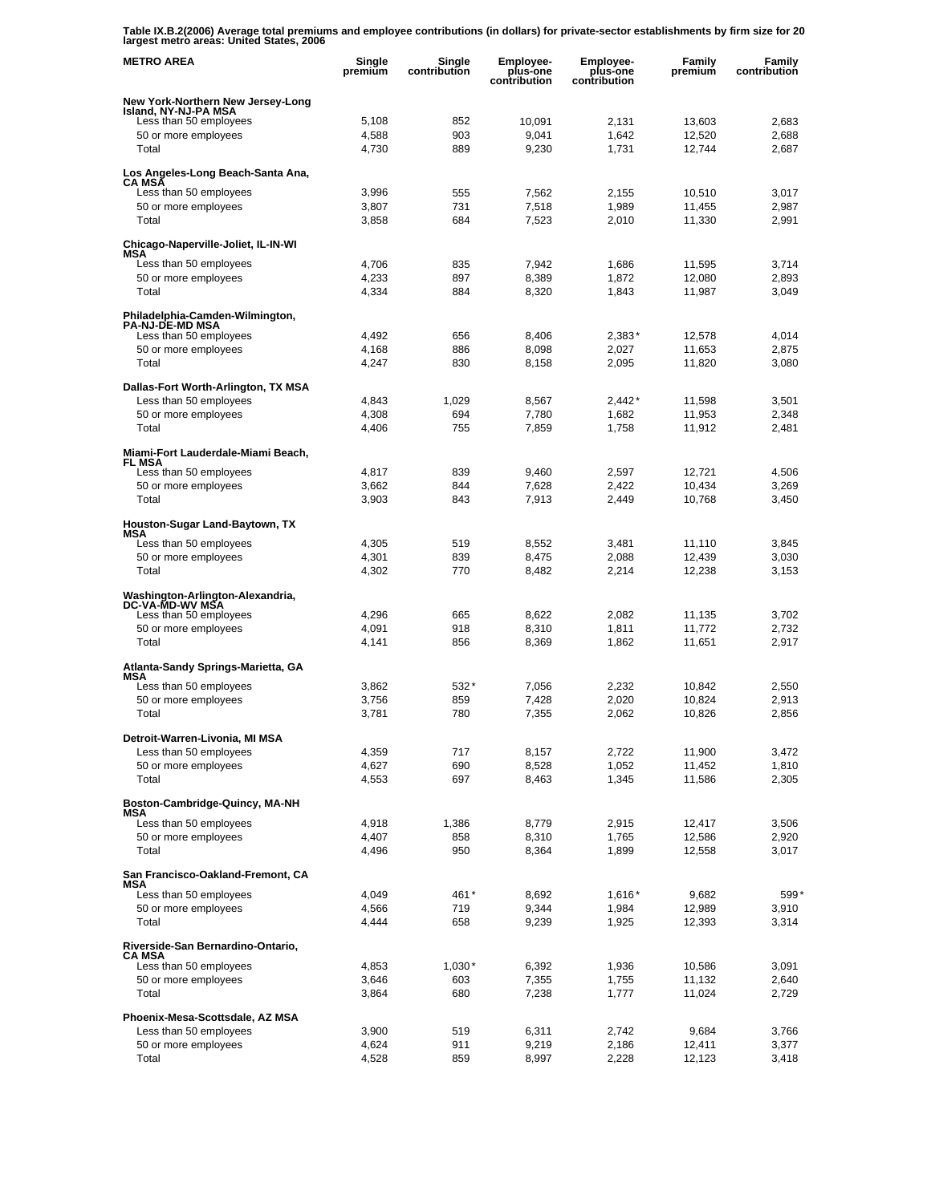**Table IX.B.2(2006) Average total premiums and employee contributions (in dollars) for private-sector establishments by firm size for 20 largest metro areas: United States, 2006**

| METRO AREA | Single premium | Single contribution | Employee-plus-one contribution | Employee-plus-one contribution | Family premium | Family contribution |
|---|---|---|---|---|---|---|
| **New York-Northern New Jersey-Long Island, NY-NJ-PA MSA** | | | | | | |
| Less than 50 employees | 5,108 | 852 | 10,091 | 2,131 | 13,603 | 2,683 |
| 50 or more employees | 4,588 | 903 | 9,041 | 1,642 | 12,520 | 2,688 |
| Total | 4,730 | 889 | 9,230 | 1,731 | 12,744 | 2,687 |
| **Los Angeles-Long Beach-Santa Ana, CA MSA** | | | | | | |
| Less than 50 employees | 3,996 | 555 | 7,562 | 2,155 | 10,510 | 3,017 |
| 50 or more employees | 3,807 | 731 | 7,518 | 1,989 | 11,455 | 2,987 |
| Total | 3,858 | 684 | 7,523 | 2,010 | 11,330 | 2,991 |
| **Chicago-Naperville-Joliet, IL-IN-WI MSA** | | | | | | |
| Less than 50 employees | 4,706 | 835 | 7,942 | 1,686 | 11,595 | 3,714 |
| 50 or more employees | 4,233 | 897 | 8,389 | 1,872 | 12,080 | 2,893 |
| Total | 4,334 | 884 | 8,320 | 1,843 | 11,987 | 3,049 |
| **Philadelphia-Camden-Wilmington, PA-NJ-DE-MD MSA** | | | | | | |
| Less than 50 employees | 4,492 | 656 | 8,406 | 2,383* | 12,578 | 4,014 |
| 50 or more employees | 4,168 | 886 | 8,098 | 2,027 | 11,653 | 2,875 |
| Total | 4,247 | 830 | 8,158 | 2,095 | 11,820 | 3,080 |
| **Dallas-Fort Worth-Arlington, TX MSA** | | | | | | |
| Less than 50 employees | 4,843 | 1,029 | 8,567 | 2,442* | 11,598 | 3,501 |
| 50 or more employees | 4,308 | 694 | 7,780 | 1,682 | 11,953 | 2,348 |
| Total | 4,406 | 755 | 7,859 | 1,758 | 11,912 | 2,481 |
| **Miami-Fort Lauderdale-Miami Beach, FL MSA** | | | | | | |
| Less than 50 employees | 4,817 | 839 | 9,460 | 2,597 | 12,721 | 4,506 |
| 50 or more employees | 3,662 | 844 | 7,628 | 2,422 | 10,434 | 3,269 |
| Total | 3,903 | 843 | 7,913 | 2,449 | 10,768 | 3,450 |
| **Houston-Sugar Land-Baytown, TX MSA** | | | | | | |
| Less than 50 employees | 4,305 | 519 | 8,552 | 3,481 | 11,110 | 3,845 |
| 50 or more employees | 4,301 | 839 | 8,475 | 2,088 | 12,439 | 3,030 |
| Total | 4,302 | 770 | 8,482 | 2,214 | 12,238 | 3,153 |
| **Washington-Arlington-Alexandria, DC-VA-MD-WV MSA** | | | | | | |
| Less than 50 employees | 4,296 | 665 | 8,622 | 2,082 | 11,135 | 3,702 |
| 50 or more employees | 4,091 | 918 | 8,310 | 1,811 | 11,772 | 2,732 |
| Total | 4,141 | 856 | 8,369 | 1,862 | 11,651 | 2,917 |
| **Atlanta-Sandy Springs-Marietta, GA MSA** | | | | | | |
| Less than 50 employees | 3,862 | 532* | 7,056 | 2,232 | 10,842 | 2,550 |
| 50 or more employees | 3,756 | 859 | 7,428 | 2,020 | 10,824 | 2,913 |
| Total | 3,781 | 780 | 7,355 | 2,062 | 10,826 | 2,856 |
| **Detroit-Warren-Livonia, MI MSA** | | | | | | |
| Less than 50 employees | 4,359 | 717 | 8,157 | 2,722 | 11,900 | 3,472 |
| 50 or more employees | 4,627 | 690 | 8,528 | 1,052 | 11,452 | 1,810 |
| Total | 4,553 | 697 | 8,463 | 1,345 | 11,586 | 2,305 |
| **Boston-Cambridge-Quincy, MA-NH MSA** | | | | | | |
| Less than 50 employees | 4,918 | 1,386 | 8,779 | 2,915 | 12,417 | 3,506 |
| 50 or more employees | 4,407 | 858 | 8,310 | 1,765 | 12,586 | 2,920 |
| Total | 4,496 | 950 | 8,364 | 1,899 | 12,558 | 3,017 |
| **San Francisco-Oakland-Fremont, CA MSA** | | | | | | |
| Less than 50 employees | 4,049 | 461* | 8,692 | 1,616* | 9,682 | 599* |
| 50 or more employees | 4,566 | 719 | 9,344 | 1,984 | 12,989 | 3,910 |
| Total | 4,444 | 658 | 9,239 | 1,925 | 12,393 | 3,314 |
| **Riverside-San Bernardino-Ontario, CA MSA** | | | | | | |
| Less than 50 employees | 4,853 | 1,030* | 6,392 | 1,936 | 10,586 | 3,091 |
| 50 or more employees | 3,646 | 603 | 7,355 | 1,755 | 11,132 | 2,640 |
| Total | 3,864 | 680 | 7,238 | 1,777 | 11,024 | 2,729 |
| **Phoenix-Mesa-Scottsdale, AZ MSA** | | | | | | |
| Less than 50 employees | 3,900 | 519 | 6,311 | 2,742 | 9,684 | 3,766 |
| 50 or more employees | 4,624 | 911 | 9,219 | 2,186 | 12,411 | 3,377 |
| Total | 4,528 | 859 | 8,997 | 2,228 | 12,123 | 3,418 |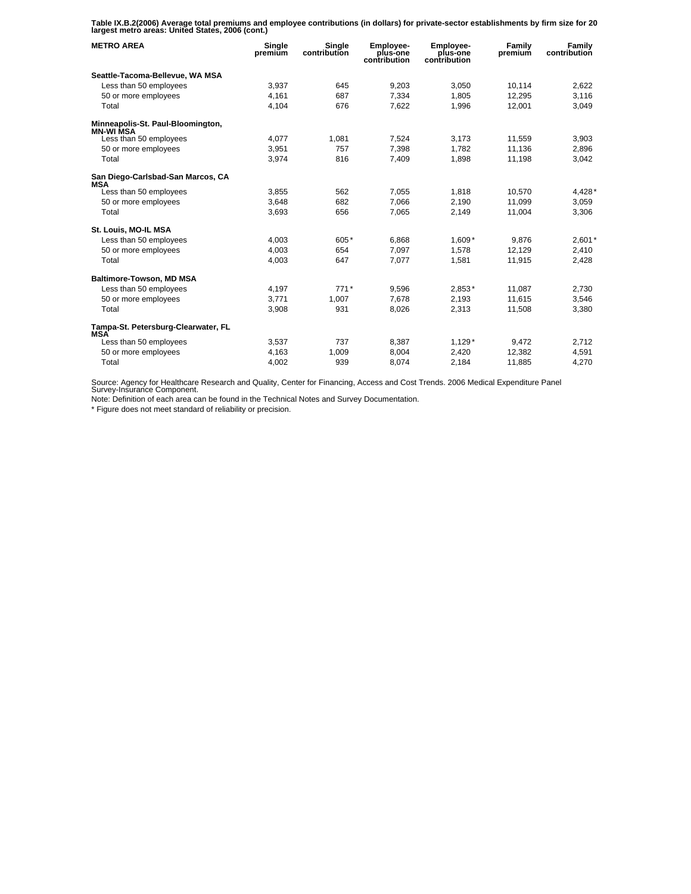**Table IX.B.2(2006) Average total premiums and employee contributions (in dollars) for private-sector establishments by firm size for 20 largest metro areas: United States, 2006 (cont.)**

| METRO AREA | Single premium | Single contribution | Employee-plus-one contribution | Employee-plus-one contribution | Family premium | Family contribution |
|---|---|---|---|---|---|---|
| **Seattle-Tacoma-Bellevue, WA MSA** | | | | | | |
| Less than 50 employees | 3,937 | 645 | 9,203 | 3,050 | 10,114 | 2,622 |
| 50 or more employees | 4,161 | 687 | 7,334 | 1,805 | 12,295 | 3,116 |
| Total | 4,104 | 676 | 7,622 | 1,996 | 12,001 | 3,049 |
| **Minneapolis-St. Paul-Bloomington, MN-WI MSA** | | | | | | |
| Less than 50 employees | 4,077 | 1,081 | 7,524 | 3,173 | 11,559 | 3,903 |
| 50 or more employees | 3,951 | 757 | 7,398 | 1,782 | 11,136 | 2,896 |
| Total | 3,974 | 816 | 7,409 | 1,898 | 11,198 | 3,042 |
| **San Diego-Carlsbad-San Marcos, CA MSA** | | | | | | |
| Less than 50 employees | 3,855 | 562 | 7,055 | 1,818 | 10,570 | 4,428* |
| 50 or more employees | 3,648 | 682 | 7,066 | 2,190 | 11,099 | 3,059 |
| Total | 3,693 | 656 | 7,065 | 2,149 | 11,004 | 3,306 |
| **St. Louis, MO-IL MSA** | | | | | | |
| Less than 50 employees | 4,003 | 605* | 6,868 | 1,609* | 9,876 | 2,601* |
| 50 or more employees | 4,003 | 654 | 7,097 | 1,578 | 12,129 | 2,410 |
| Total | 4,003 | 647 | 7,077 | 1,581 | 11,915 | 2,428 |
| **Baltimore-Towson, MD MSA** | | | | | | |
| Less than 50 employees | 4,197 | 771* | 9,596 | 2,853* | 11,087 | 2,730 |
| 50 or more employees | 3,771 | 1,007 | 7,678 | 2,193 | 11,615 | 3,546 |
| Total | 3,908 | 931 | 8,026 | 2,313 | 11,508 | 3,380 |
| **Tampa-St. Petersburg-Clearwater, FL MSA** | | | | | | |
| Less than 50 employees | 3,537 | 737 | 8,387 | 1,129* | 9,472 | 2,712 |
| 50 or more employees | 4,163 | 1,009 | 8,004 | 2,420 | 12,382 | 4,591 |
| Total | 4,002 | 939 | 8,074 | 2,184 | 11,885 | 4,270 |

Source: Agency for Healthcare Research and Quality, Center for Financing, Access and Cost Trends. 2006 Medical Expenditure Panel Survey-Insurance Component.

Note: Definition of each area can be found in the Technical Notes and Survey Documentation.

* Figure does not meet standard of reliability or precision.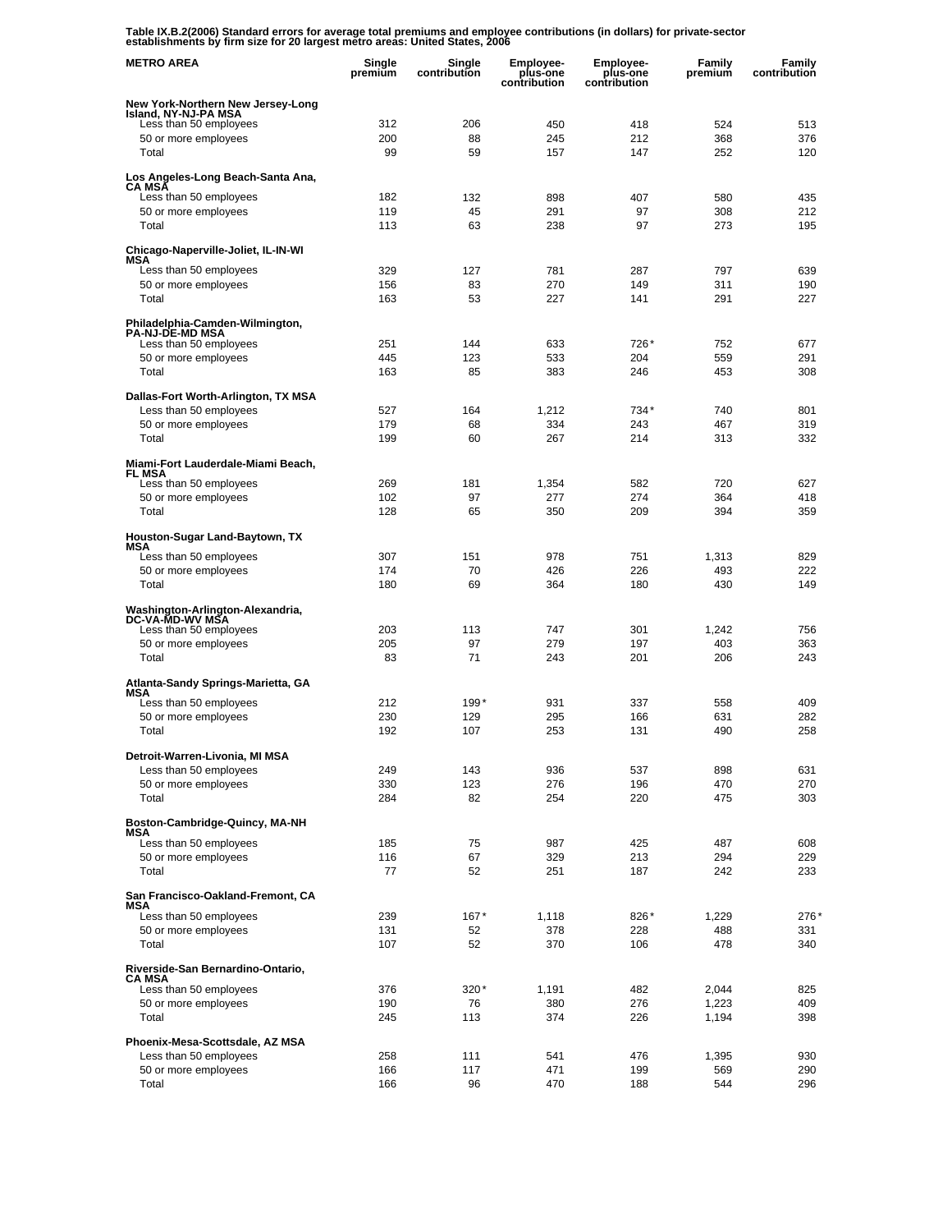**Table IX.B.2(2006) Standard errors for average total premiums and employee contributions (in dollars) for private-sector establishments by firm size for 20 largest metro areas: United States, 2006**

| METRO AREA | Single premium | Single contribution | Employee-plus-one contribution | Employee-plus-one contribution | Family premium | Family contribution |
|---|---|---|---|---|---|---|
| **New York-Northern New Jersey-Long Island, NY-NJ-PA MSA** | | | | | | |
| Less than 50 employees | 312 | 206 | 450 | 418 | 524 | 513 |
| 50 or more employees | 200 | 88 | 245 | 212 | 368 | 376 |
| Total | 99 | 59 | 157 | 147 | 252 | 120 |
| **Los Angeles-Long Beach-Santa Ana, CA MSA** | | | | | | |
| Less than 50 employees | 182 | 132 | 898 | 407 | 580 | 435 |
| 50 or more employees | 119 | 45 | 291 | 97 | 308 | 212 |
| Total | 113 | 63 | 238 | 97 | 273 | 195 |
| **Chicago-Naperville-Joliet, IL-IN-WI MSA** | | | | | | |
| Less than 50 employees | 329 | 127 | 781 | 287 | 797 | 639 |
| 50 or more employees | 156 | 83 | 270 | 149 | 311 | 190 |
| Total | 163 | 53 | 227 | 141 | 291 | 227 |
| **Philadelphia-Camden-Wilmington, PA-NJ-DE-MD MSA** | | | | | | |
| Less than 50 employees | 251 | 144 | 633 | 726* | 752 | 677 |
| 50 or more employees | 445 | 123 | 533 | 204 | 559 | 291 |
| Total | 163 | 85 | 383 | 246 | 453 | 308 |
| **Dallas-Fort Worth-Arlington, TX MSA** | | | | | | |
| Less than 50 employees | 527 | 164 | 1,212 | 734* | 740 | 801 |
| 50 or more employees | 179 | 68 | 334 | 243 | 467 | 319 |
| Total | 199 | 60 | 267 | 214 | 313 | 332 |
| **Miami-Fort Lauderdale-Miami Beach, FL MSA** | | | | | | |
| Less than 50 employees | 269 | 181 | 1,354 | 582 | 720 | 627 |
| 50 or more employees | 102 | 97 | 277 | 274 | 364 | 418 |
| Total | 128 | 65 | 350 | 209 | 394 | 359 |
| **Houston-Sugar Land-Baytown, TX MSA** | | | | | | |
| Less than 50 employees | 307 | 151 | 978 | 751 | 1,313 | 829 |
| 50 or more employees | 174 | 70 | 426 | 226 | 493 | 222 |
| Total | 180 | 69 | 364 | 180 | 430 | 149 |
| **Washington-Arlington-Alexandria, DC-VA-MD-WV MSA** | | | | | | |
| Less than 50 employees | 203 | 113 | 747 | 301 | 1,242 | 756 |
| 50 or more employees | 205 | 97 | 279 | 197 | 403 | 363 |
| Total | 83 | 71 | 243 | 201 | 206 | 243 |
| **Atlanta-Sandy Springs-Marietta, GA MSA** | | | | | | |
| Less than 50 employees | 212 | 199* | 931 | 337 | 558 | 409 |
| 50 or more employees | 230 | 129 | 295 | 166 | 631 | 282 |
| Total | 192 | 107 | 253 | 131 | 490 | 258 |
| **Detroit-Warren-Livonia, MI MSA** | | | | | | |
| Less than 50 employees | 249 | 143 | 936 | 537 | 898 | 631 |
| 50 or more employees | 330 | 123 | 276 | 196 | 470 | 270 |
| Total | 284 | 82 | 254 | 220 | 475 | 303 |
| **Boston-Cambridge-Quincy, MA-NH MSA** | | | | | | |
| Less than 50 employees | 185 | 75 | 987 | 425 | 487 | 608 |
| 50 or more employees | 116 | 67 | 329 | 213 | 294 | 229 |
| Total | 77 | 52 | 251 | 187 | 242 | 233 |
| **San Francisco-Oakland-Fremont, CA MSA** | | | | | | |
| Less than 50 employees | 239 | 167* | 1,118 | 826* | 1,229 | 276* |
| 50 or more employees | 131 | 52 | 378 | 228 | 488 | 331 |
| Total | 107 | 52 | 370 | 106 | 478 | 340 |
| **Riverside-San Bernardino-Ontario, CA MSA** | | | | | | |
| Less than 50 employees | 376 | 320* | 1,191 | 482 | 2,044 | 825 |
| 50 or more employees | 190 | 76 | 380 | 276 | 1,223 | 409 |
| Total | 245 | 113 | 374 | 226 | 1,194 | 398 |
| **Phoenix-Mesa-Scottsdale, AZ MSA** | | | | | | |
| Less than 50 employees | 258 | 111 | 541 | 476 | 1,395 | 930 |
| 50 or more employees | 166 | 117 | 471 | 199 | 569 | 290 |
| Total | 166 | 96 | 470 | 188 | 544 | 296 |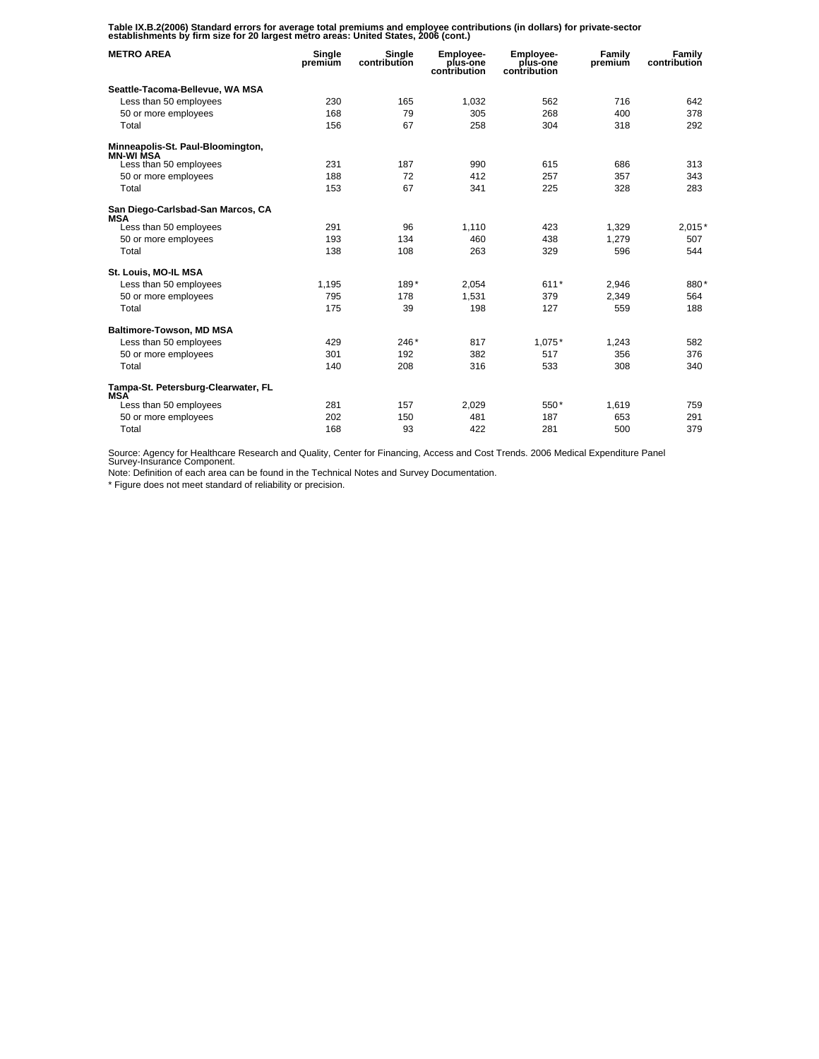**Table IX.B.2(2006) Standard errors for average total premiums and employee contributions (in dollars) for private-sector establishments by firm size for 20 largest metro areas: United States, 2006 (cont.)**

| METRO AREA | Single premium | Single contribution | Employee-plus-one contribution | Employee-plus-one contribution | Family premium | Family contribution |
|---|---|---|---|---|---|---|
| **Seattle-Tacoma-Bellevue, WA MSA** | | | | | | |
| Less than 50 employees | 230 | 165 | 1,032 | 562 | 716 | 642 |
| 50 or more employees | 168 | 79 | 305 | 268 | 400 | 378 |
| Total | 156 | 67 | 258 | 304 | 318 | 292 |
| **Minneapolis-St. Paul-Bloomington, MN-WI MSA** | | | | | | |
| Less than 50 employees | 231 | 187 | 990 | 615 | 686 | 313 |
| 50 or more employees | 188 | 72 | 412 | 257 | 357 | 343 |
| Total | 153 | 67 | 341 | 225 | 328 | 283 |
| **San Diego-Carlsbad-San Marcos, CA MSA** | | | | | | |
| Less than 50 employees | 291 | 96 | 1,110 | 423 | 1,329 | 2,015* |
| 50 or more employees | 193 | 134 | 460 | 438 | 1,279 | 507 |
| Total | 138 | 108 | 263 | 329 | 596 | 544 |
| **St. Louis, MO-IL MSA** | | | | | | |
| Less than 50 employees | 1,195 | 189* | 2,054 | 611* | 2,946 | 880* |
| 50 or more employees | 795 | 178 | 1,531 | 379 | 2,349 | 564 |
| Total | 175 | 39 | 198 | 127 | 559 | 188 |
| **Baltimore-Towson, MD MSA** | | | | | | |
| Less than 50 employees | 429 | 246* | 817 | 1,075* | 1,243 | 582 |
| 50 or more employees | 301 | 192 | 382 | 517 | 356 | 376 |
| Total | 140 | 208 | 316 | 533 | 308 | 340 |
| **Tampa-St. Petersburg-Clearwater, FL MSA** | | | | | | |
| Less than 50 employees | 281 | 157 | 2,029 | 550* | 1,619 | 759 |
| 50 or more employees | 202 | 150 | 481 | 187 | 653 | 291 |
| Total | 168 | 93 | 422 | 281 | 500 | 379 |

Source: Agency for Healthcare Research and Quality, Center for Financing, Access and Cost Trends. 2006 Medical Expenditure Panel Survey-Insurance Component.

Note: Definition of each area can be found in the Technical Notes and Survey Documentation.

\* Figure does not meet standard of reliability or precision.